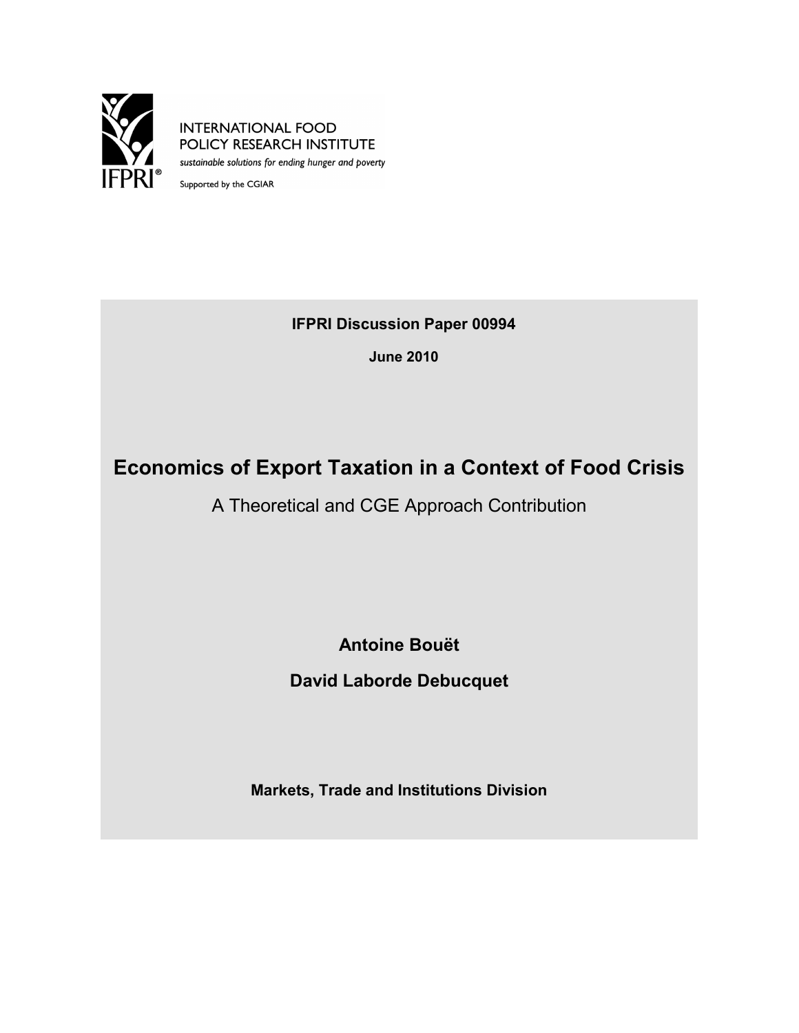INTERNATIONAL FOOD POLICY RESEARCH INSTITUTE

*sustainable solutions for ending hunger and poverty*

Supported by the CGIAR

**IFPRI Discussion Paper 00994**

**June 2010**

# Economics of Export Taxation in a Context of Food Crisis

## A Theoretical and CGE Approach Contribution

**Antoine Bouët**

**David Laborde Debucquet**

**Markets, Trade and Institutions Division**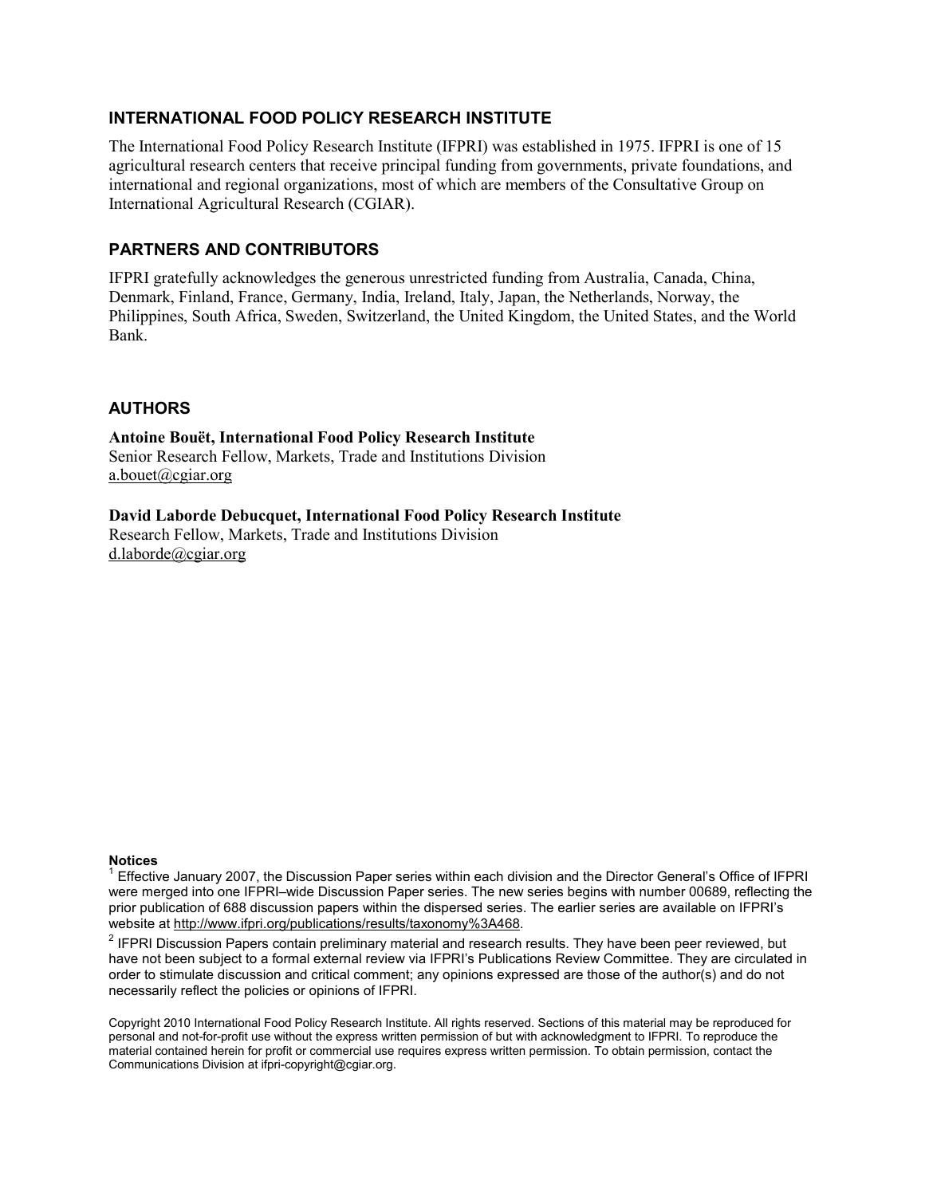## INTERNATIONAL FOOD POLICY RESEARCH INSTITUTE

The International Food Policy Research Institute (IFPRI) was established in 1975. IFPRI is one of 15 agricultural research centers that receive principal funding from governments, private foundations, and international and regional organizations, most of which are members of the Consultative Group on International Agricultural Research (CGIAR).

## PARTNERS AND CONTRIBUTORS

IFPRI gratefully acknowledges the generous unrestricted funding from Australia, Canada, China, Denmark, Finland, France, Germany, India, Ireland, Italy, Japan, the Netherlands, Norway, the Philippines, South Africa, Sweden, Switzerland, the United Kingdom, the United States, and the World Bank.

## AUTHORS

**Antoine Bouët, International Food Policy Research Institute**
Senior Research Fellow, Markets, Trade and Institutions Division
a.bouet@cgiar.org

**David Laborde Debucquet, International Food Policy Research Institute**
Research Fellow, Markets, Trade and Institutions Division
d.laborde@cgiar.org

**Notices**

[1] Effective January 2007, the Discussion Paper series within each division and the Director General's Office of IFPRI were merged into one IFPRI–wide Discussion Paper series. The new series begins with number 00689, reflecting the prior publication of 688 discussion papers within the dispersed series. The earlier series are available on IFPRI's website at http://www.ifpri.org/publications/results/taxonomy%3A468.

[2] IFPRI Discussion Papers contain preliminary material and research results. They have been peer reviewed, but have not been subject to a formal external review via IFPRI's Publications Review Committee. They are circulated in order to stimulate discussion and critical comment; any opinions expressed are those of the author(s) and do not necessarily reflect the policies or opinions of IFPRI.

Copyright 2010 International Food Policy Research Institute. All rights reserved. Sections of this material may be reproduced for personal and not-for-profit use without the express written permission of but with acknowledgment to IFPRI. To reproduce the material contained herein for profit or commercial use requires express written permission. To obtain permission, contact the Communications Division at ifpri-copyright@cgiar.org.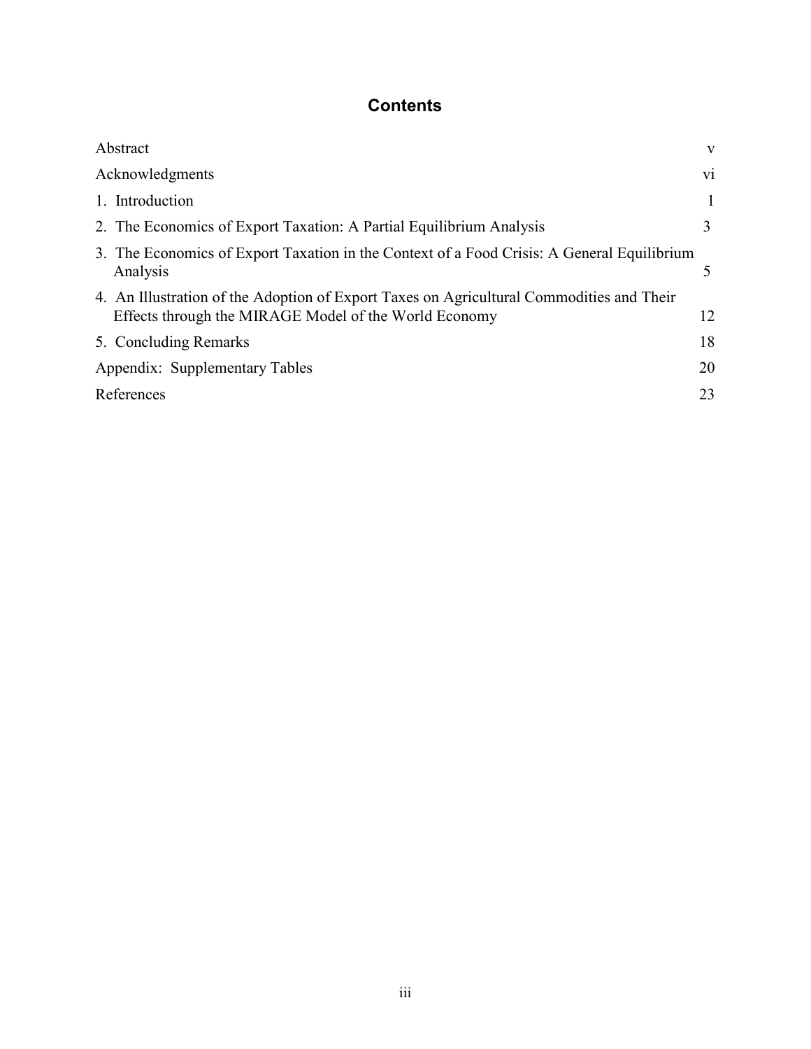# Contents

| | |
|---|---|
| Abstract | v |
| Acknowledgments | vi |
| 1. Introduction | 1 |
| 2. The Economics of Export Taxation: A Partial Equilibrium Analysis | 3 |
| 3. The Economics of Export Taxation in the Context of a Food Crisis: A General Equilibrium Analysis | 5 |
| 4. An Illustration of the Adoption of Export Taxes on Agricultural Commodities and Their Effects through the MIRAGE Model of the World Economy | 12 |
| 5. Concluding Remarks | 18 |
| Appendix: Supplementary Tables | 20 |
| References | 23 |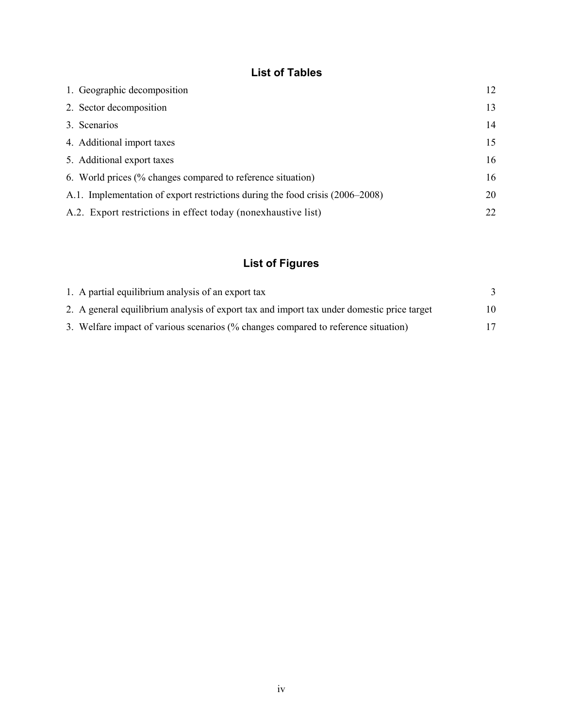## List of Tables

| | |
|---|---|
| 1. Geographic decomposition | 12 |
| 2. Sector decomposition | 13 |
| 3. Scenarios | 14 |
| 4. Additional import taxes | 15 |
| 5. Additional export taxes | 16 |
| 6. World prices (% changes compared to reference situation) | 16 |
| A.1. Implementation of export restrictions during the food crisis (2006–2008) | 20 |
| A.2. Export restrictions in effect today (nonexhaustive list) | 22 |

## List of Figures

| | |
|---|---|
| 1. A partial equilibrium analysis of an export tax | 3 |
| 2. A general equilibrium analysis of export tax and import tax under domestic price target | 10 |
| 3. Welfare impact of various scenarios (% changes compared to reference situation) | 17 |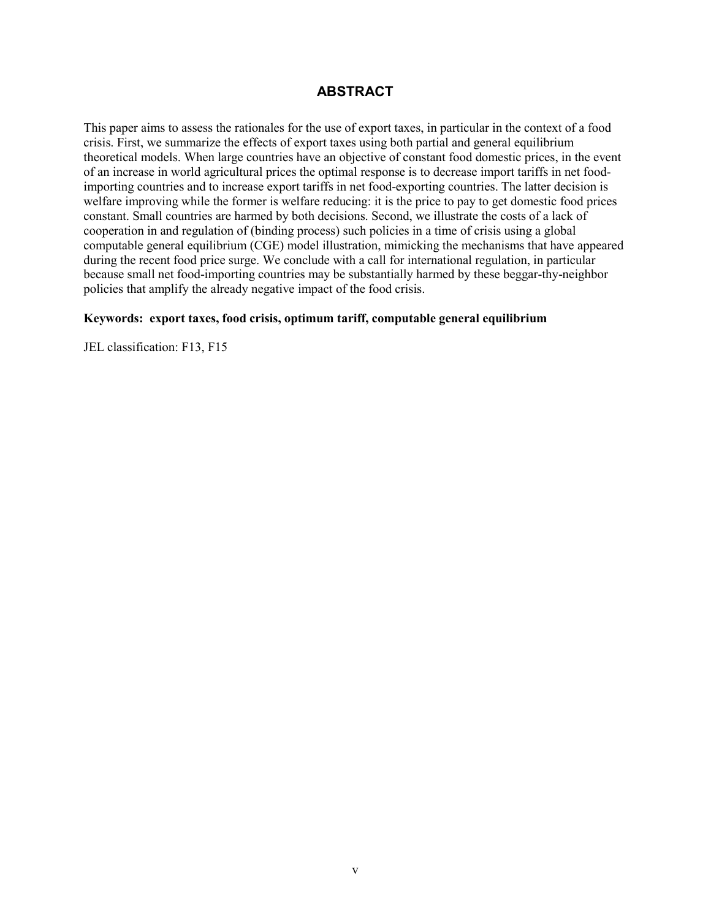## ABSTRACT

This paper aims to assess the rationales for the use of export taxes, in particular in the context of a food crisis. First, we summarize the effects of export taxes using both partial and general equilibrium theoretical models. When large countries have an objective of constant food domestic prices, in the event of an increase in world agricultural prices the optimal response is to decrease import tariffs in net food-importing countries and to increase export tariffs in net food-exporting countries. The latter decision is welfare improving while the former is welfare reducing: it is the price to pay to get domestic food prices constant. Small countries are harmed by both decisions. Second, we illustrate the costs of a lack of cooperation in and regulation of (binding process) such policies in a time of crisis using a global computable general equilibrium (CGE) model illustration, mimicking the mechanisms that have appeared during the recent food price surge. We conclude with a call for international regulation, in particular because small net food-importing countries may be substantially harmed by these beggar-thy-neighbor policies that amplify the already negative impact of the food crisis.

**Keywords: export taxes, food crisis, optimum tariff, computable general equilibrium**

JEL classification: F13, F15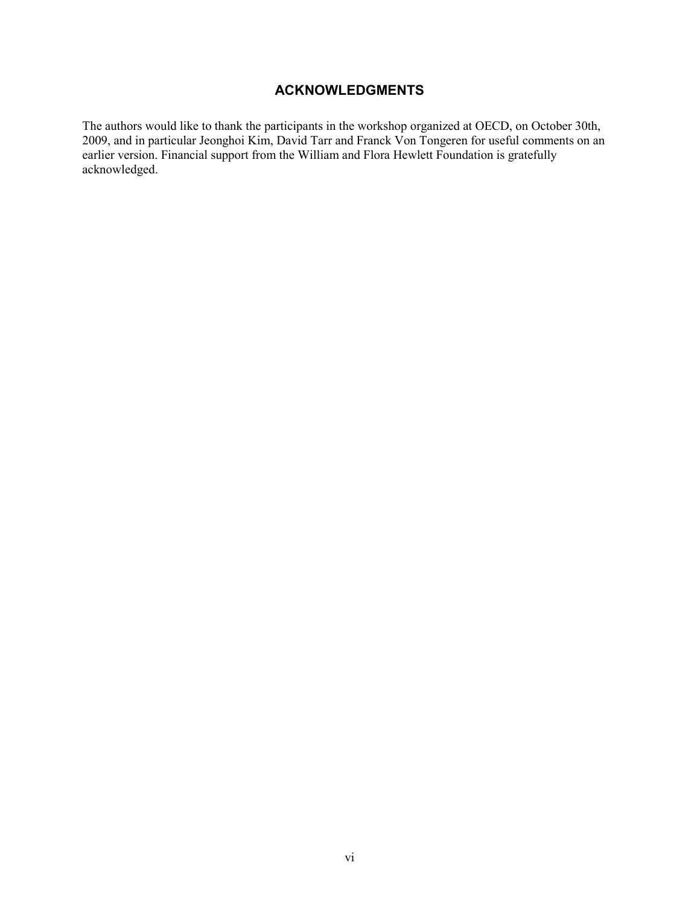## ACKNOWLEDGMENTS

The authors would like to thank the participants in the workshop organized at OECD, on October 30th, 2009, and in particular Jeonghoi Kim, David Tarr and Franck Von Tongeren for useful comments on an earlier version. Financial support from the William and Flora Hewlett Foundation is gratefully acknowledged.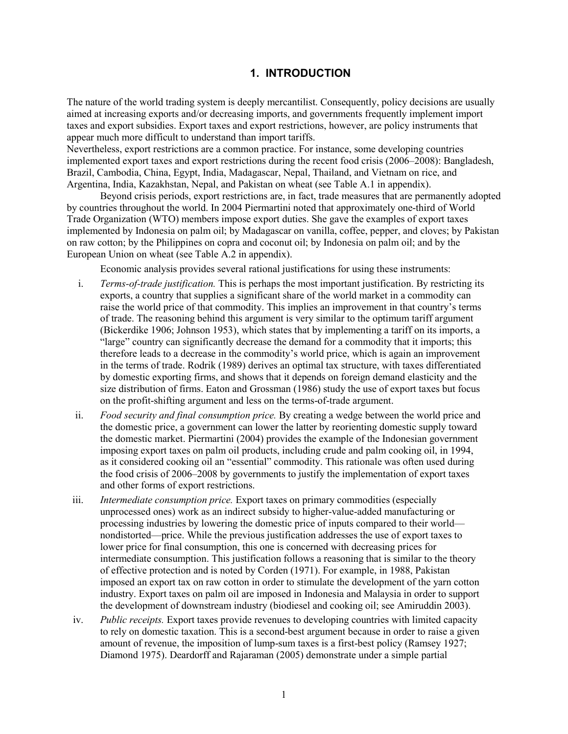# 1. INTRODUCTION

The nature of the world trading system is deeply mercantilist. Consequently, policy decisions are usually aimed at increasing exports and/or decreasing imports, and governments frequently implement import taxes and export subsidies. Export taxes and export restrictions, however, are policy instruments that appear much more difficult to understand than import tariffs.

Nevertheless, export restrictions are a common practice. For instance, some developing countries implemented export taxes and export restrictions during the recent food crisis (2006–2008): Bangladesh, Brazil, Cambodia, China, Egypt, India, Madagascar, Nepal, Thailand, and Vietnam on rice, and Argentina, India, Kazakhstan, Nepal, and Pakistan on wheat (see Table A.1 in appendix).

Beyond crisis periods, export restrictions are, in fact, trade measures that are permanently adopted by countries throughout the world. In 2004 Piermartini noted that approximately one-third of World Trade Organization (WTO) members impose export duties. She gave the examples of export taxes implemented by Indonesia on palm oil; by Madagascar on vanilla, coffee, pepper, and cloves; by Pakistan on raw cotton; by the Philippines on copra and coconut oil; by Indonesia on palm oil; and by the European Union on wheat (see Table A.2 in appendix).

Economic analysis provides several rational justifications for using these instruments:

i. *Terms-of-trade justification.* This is perhaps the most important justification. By restricting its exports, a country that supplies a significant share of the world market in a commodity can raise the world price of that commodity. This implies an improvement in that country's terms of trade. The reasoning behind this argument is very similar to the optimum tariff argument (Bickerdike 1906; Johnson 1953), which states that by implementing a tariff on its imports, a "large" country can significantly decrease the demand for a commodity that it imports; this therefore leads to a decrease in the commodity's world price, which is again an improvement in the terms of trade. Rodrik (1989) derives an optimal tax structure, with taxes differentiated by domestic exporting firms, and shows that it depends on foreign demand elasticity and the size distribution of firms. Eaton and Grossman (1986) study the use of export taxes but focus on the profit-shifting argument and less on the terms-of-trade argument.

ii. *Food security and final consumption price.* By creating a wedge between the world price and the domestic price, a government can lower the latter by reorienting domestic supply toward the domestic market. Piermartini (2004) provides the example of the Indonesian government imposing export taxes on palm oil products, including crude and palm cooking oil, in 1994, as it considered cooking oil an "essential" commodity. This rationale was often used during the food crisis of 2006–2008 by governments to justify the implementation of export taxes and other forms of export restrictions.

iii. *Intermediate consumption price.* Export taxes on primary commodities (especially unprocessed ones) work as an indirect subsidy to higher-value-added manufacturing or processing industries by lowering the domestic price of inputs compared to their world—nondistorted—price. While the previous justification addresses the use of export taxes to lower price for final consumption, this one is concerned with decreasing prices for intermediate consumption. This justification follows a reasoning that is similar to the theory of effective protection and is noted by Corden (1971). For example, in 1988, Pakistan imposed an export tax on raw cotton in order to stimulate the development of the yarn cotton industry. Export taxes on palm oil are imposed in Indonesia and Malaysia in order to support the development of downstream industry (biodiesel and cooking oil; see Amiruddin 2003).

iv. *Public receipts.* Export taxes provide revenues to developing countries with limited capacity to rely on domestic taxation. This is a second-best argument because in order to raise a given amount of revenue, the imposition of lump-sum taxes is a first-best policy (Ramsey 1927; Diamond 1975). Deardorff and Rajaraman (2005) demonstrate under a simple partial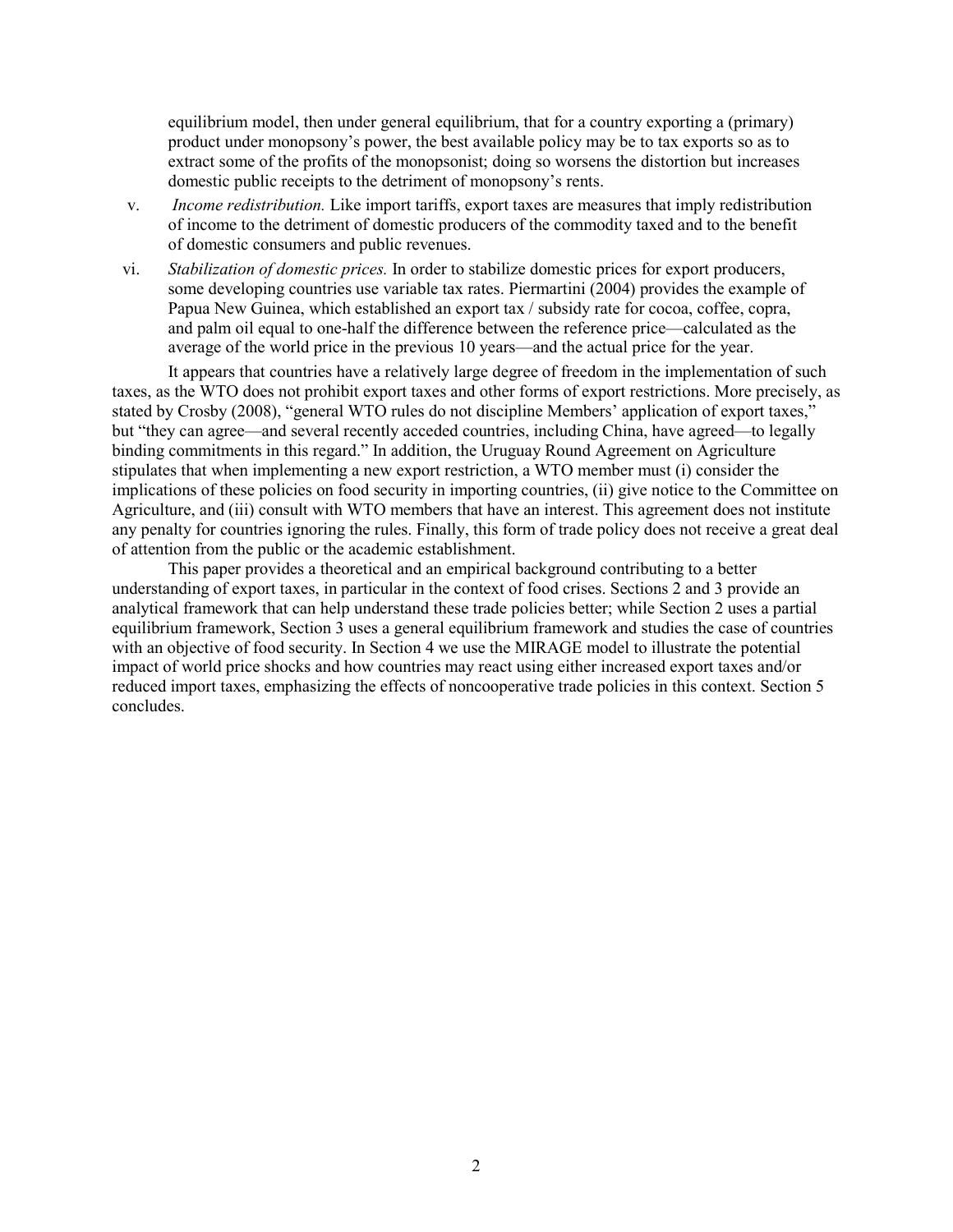equilibrium model, then under general equilibrium, that for a country exporting a (primary) product under monopsony's power, the best available policy may be to tax exports so as to extract some of the profits of the monopsonist; doing so worsens the distortion but increases domestic public receipts to the detriment of monopsony's rents.

v. *Income redistribution.* Like import tariffs, export taxes are measures that imply redistribution of income to the detriment of domestic producers of the commodity taxed and to the benefit of domestic consumers and public revenues.

vi. *Stabilization of domestic prices.* In order to stabilize domestic prices for export producers, some developing countries use variable tax rates. Piermartini (2004) provides the example of Papua New Guinea, which established an export tax / subsidy rate for cocoa, coffee, copra, and palm oil equal to one-half the difference between the reference price—calculated as the average of the world price in the previous 10 years—and the actual price for the year.

It appears that countries have a relatively large degree of freedom in the implementation of such taxes, as the WTO does not prohibit export taxes and other forms of export restrictions. More precisely, as stated by Crosby (2008), "general WTO rules do not discipline Members' application of export taxes," but "they can agree—and several recently acceded countries, including China, have agreed—to legally binding commitments in this regard." In addition, the Uruguay Round Agreement on Agriculture stipulates that when implementing a new export restriction, a WTO member must (i) consider the implications of these policies on food security in importing countries, (ii) give notice to the Committee on Agriculture, and (iii) consult with WTO members that have an interest. This agreement does not institute any penalty for countries ignoring the rules. Finally, this form of trade policy does not receive a great deal of attention from the public or the academic establishment.

This paper provides a theoretical and an empirical background contributing to a better understanding of export taxes, in particular in the context of food crises. Sections 2 and 3 provide an analytical framework that can help understand these trade policies better; while Section 2 uses a partial equilibrium framework, Section 3 uses a general equilibrium framework and studies the case of countries with an objective of food security. In Section 4 we use the MIRAGE model to illustrate the potential impact of world price shocks and how countries may react using either increased export taxes and/or reduced import taxes, emphasizing the effects of noncooperative trade policies in this context. Section 5 concludes.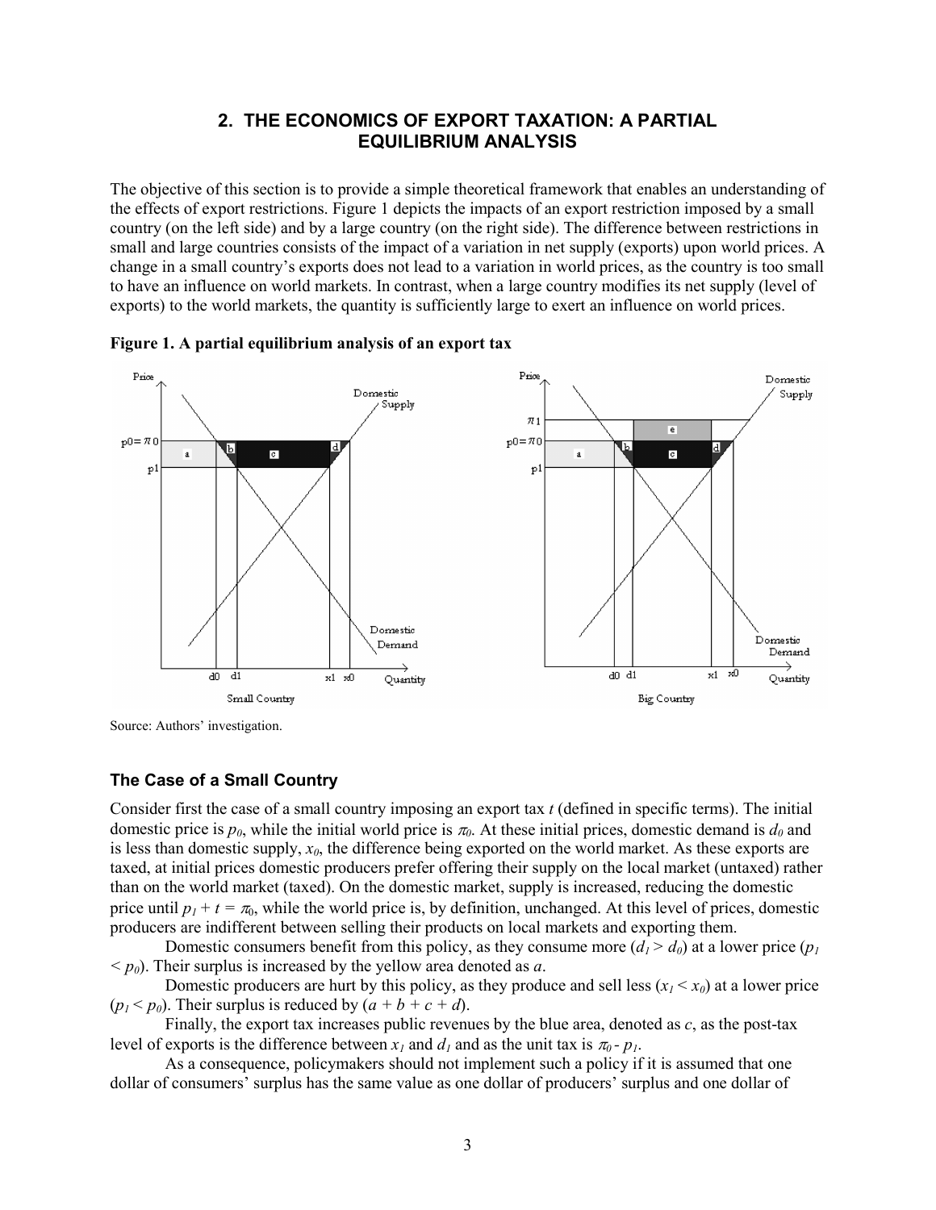## 2. THE ECONOMICS OF EXPORT TAXATION: A PARTIAL EQUILIBRIUM ANALYSIS

The objective of this section is to provide a simple theoretical framework that enables an understanding of the effects of export restrictions. Figure 1 depicts the impacts of an export restriction imposed by a small country (on the left side) and by a large country (on the right side). The difference between restrictions in small and large countries consists of the impact of a variation in net supply (exports) upon world prices. A change in a small country's exports does not lead to a variation in world prices, as the country is too small to have an influence on world markets. In contrast, when a large country modifies its net supply (level of exports) to the world markets, the quantity is sufficiently large to exert an influence on world prices.

**Figure 1. A partial equilibrium analysis of an export tax**

Source: Authors' investigation.

### The Case of a Small Country

Consider first the case of a small country imposing an export tax $t$ (defined in specific terms). The initial domestic price is $p_0$, while the initial world price is $\pi_0$. At these initial prices, domestic demand is $d_0$ and is less than domestic supply, $x_0$, the difference being exported on the world market. As these exports are taxed, at initial prices domestic producers prefer offering their supply on the local market (untaxed) rather than on the world market (taxed). On the domestic market, supply is increased, reducing the domestic price until $p_1 + t = \pi_0$, while the world price is, by definition, unchanged. At this level of prices, domestic producers are indifferent between selling their products on local markets and exporting them.

Domestic consumers benefit from this policy, as they consume more ($d_1 > d_0$) at a lower price ($p_1 < p_0$). Their surplus is increased by the yellow area denoted as *a*.

Domestic producers are hurt by this policy, as they produce and sell less ($x_1 < x_0$) at a lower price ($p_1 < p_0$). Their surplus is reduced by ($a + b + c + d$).

Finally, the export tax increases public revenues by the blue area, denoted as *c*, as the post-tax level of exports is the difference between $x_1$ and $d_1$ and as the unit tax is $\pi_0 - p_1$.

As a consequence, policymakers should not implement such a policy if it is assumed that one dollar of consumers' surplus has the same value as one dollar of producers' surplus and one dollar of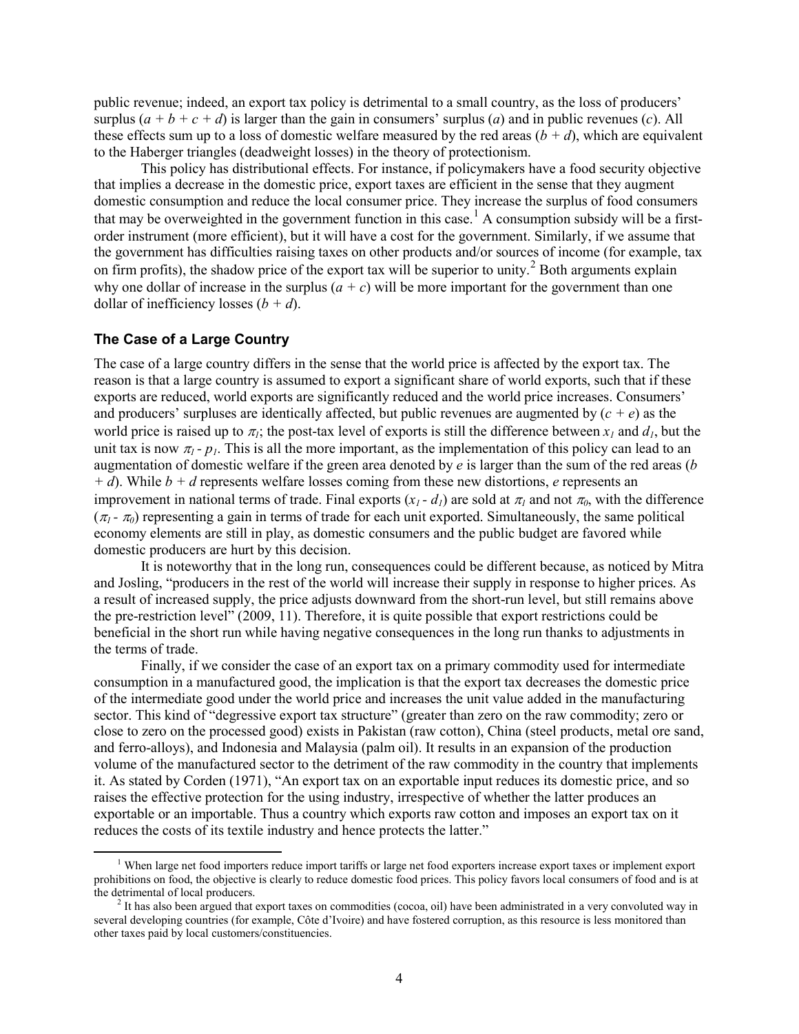public revenue; indeed, an export tax policy is detrimental to a small country, as the loss of producers' surplus ($a + b + c + d$) is larger than the gain in consumers' surplus ($a$) and in public revenues ($c$). All these effects sum up to a loss of domestic welfare measured by the red areas ($b + d$), which are equivalent to the Haberger triangles (deadweight losses) in the theory of protectionism.

This policy has distributional effects. For instance, if policymakers have a food security objective that implies a decrease in the domestic price, export taxes are efficient in the sense that they augment domestic consumption and reduce the local consumer price. They increase the surplus of food consumers that may be overweighted in the government function in this case.[1] A consumption subsidy will be a first-order instrument (more efficient), but it will have a cost for the government. Similarly, if we assume that the government has difficulties raising taxes on other products and/or sources of income (for example, tax on firm profits), the shadow price of the export tax will be superior to unity.[2] Both arguments explain why one dollar of increase in the surplus ($a + c$) will be more important for the government than one dollar of inefficiency losses ($b + d$).

### The Case of a Large Country

The case of a large country differs in the sense that the world price is affected by the export tax. The reason is that a large country is assumed to export a significant share of world exports, such that if these exports are reduced, world exports are significantly reduced and the world price increases. Consumers' and producers' surpluses are identically affected, but public revenues are augmented by ($c + e$) as the world price is raised up to $\pi_1$; the post-tax level of exports is still the difference between $x_1$ and $d_1$, but the unit tax is now $\pi_1 - p_1$. This is all the more important, as the implementation of this policy can lead to an augmentation of domestic welfare if the green area denoted by $e$ is larger than the sum of the red areas ($b + d$). While $b + d$ represents welfare losses coming from these new distortions, $e$ represents an improvement in national terms of trade. Final exports ($x_1 - d_1$) are sold at $\pi_1$ and not $\pi_0$, with the difference ($\pi_1 - \pi_0$) representing a gain in terms of trade for each unit exported. Simultaneously, the same political economy elements are still in play, as domestic consumers and the public budget are favored while domestic producers are hurt by this decision.

It is noteworthy that in the long run, consequences could be different because, as noticed by Mitra and Josling, "producers in the rest of the world will increase their supply in response to higher prices. As a result of increased supply, the price adjusts downward from the short-run level, but still remains above the pre-restriction level" (2009, 11). Therefore, it is quite possible that export restrictions could be beneficial in the short run while having negative consequences in the long run thanks to adjustments in the terms of trade.

Finally, if we consider the case of an export tax on a primary commodity used for intermediate consumption in a manufactured good, the implication is that the export tax decreases the domestic price of the intermediate good under the world price and increases the unit value added in the manufacturing sector. This kind of "degressive export tax structure" (greater than zero on the raw commodity; zero or close to zero on the processed good) exists in Pakistan (raw cotton), China (steel products, metal ore sand, and ferro-alloys), and Indonesia and Malaysia (palm oil). It results in an expansion of the production volume of the manufactured sector to the detriment of the raw commodity in the country that implements it. As stated by Corden (1971), "An export tax on an exportable input reduces its domestic price, and so raises the effective protection for the using industry, irrespective of whether the latter produces an exportable or an importable. Thus a country which exports raw cotton and imposes an export tax on it reduces the costs of its textile industry and hence protects the latter."

---

[1] When large net food importers reduce import tariffs or large net food exporters increase export taxes or implement export prohibitions on food, the objective is clearly to reduce domestic food prices. This policy favors local consumers of food and is at the detrimental of local producers.

[2] It has also been argued that export taxes on commodities (cocoa, oil) have been administrated in a very convoluted way in several developing countries (for example, Côte d'Ivoire) and have fostered corruption, as this resource is less monitored than other taxes paid by local customers/constituencies.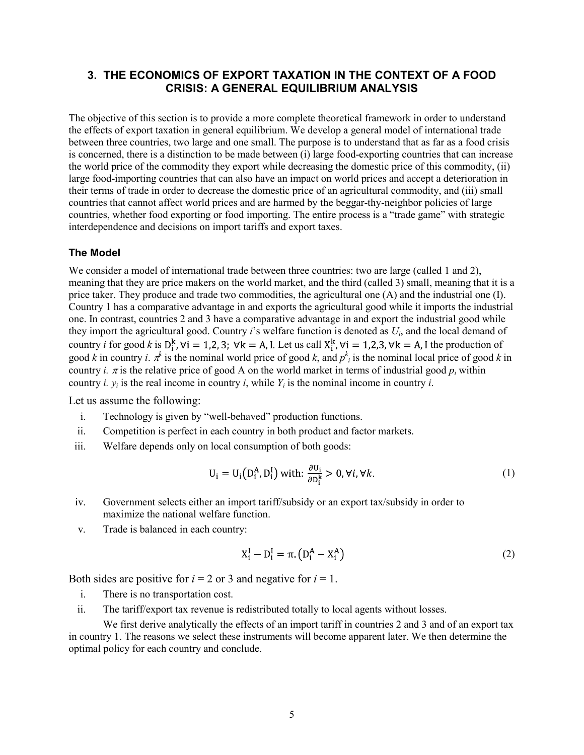# 3. THE ECONOMICS OF EXPORT TAXATION IN THE CONTEXT OF A FOOD CRISIS: A GENERAL EQUILIBRIUM ANALYSIS

The objective of this section is to provide a more complete theoretical framework in order to understand the effects of export taxation in general equilibrium. We develop a general model of international trade between three countries, two large and one small. The purpose is to understand that as far as a food crisis is concerned, there is a distinction to be made between (i) large food-exporting countries that can increase the world price of the commodity they export while decreasing the domestic price of this commodity, (ii) large food-importing countries that can also have an impact on world prices and accept a deterioration in their terms of trade in order to decrease the domestic price of an agricultural commodity, and (iii) small countries that cannot affect world prices and are harmed by the beggar-thy-neighbor policies of large countries, whether food exporting or food importing. The entire process is a "trade game" with strategic interdependence and decisions on import tariffs and export taxes.

## The Model

We consider a model of international trade between three countries: two are large (called 1 and 2), meaning that they are price makers on the world market, and the third (called 3) small, meaning that it is a price taker. They produce and trade two commodities, the agricultural one (A) and the industrial one (I). Country 1 has a comparative advantage in and exports the agricultural good while it imports the industrial one. In contrast, countries 2 and 3 have a comparative advantage in and export the industrial good while they import the agricultural good. Country *i*'s welfare function is denoted as $U_i$, and the local demand of country *i* for good *k* is $D_i^k, \forall i = 1,2,3;\ \forall k = A, I$. Let us call $X_i^k, \forall i = 1,2,3, \forall k = A, I$ the production of good *k* in country *i*. $\pi^k$ is the nominal world price of good *k*, and $p^k_i$ is the nominal local price of good *k* in country *i*. $\pi$ is the relative price of good A on the world market in terms of industrial good $p_i$ within country *i*. $y_i$ is the real income in country *i*, while $Y_i$ is the nominal income in country *i*.

Let us assume the following:

i. Technology is given by "well-behaved" production functions.
ii. Competition is perfect in each country in both product and factor markets.
iii. Welfare depends only on local consumption of both goods:

$$U_i = U_i\left(D_i^A, D_i^I\right) \text{ with: } \frac{\partial U_i}{\partial D_i^k} > 0, \forall i, \forall k. \tag{1}$$

iv. Government selects either an import tariff/subsidy or an export tax/subsidy in order to maximize the national welfare function.
v. Trade is balanced in each country:

$$X_i^I - D_i^I = \pi.\left(D_i^A - X_i^A\right) \tag{2}$$

Both sides are positive for $i = 2$ or 3 and negative for $i = 1$.

i. There is no transportation cost.
ii. The tariff/export tax revenue is redistributed totally to local agents without losses.

We first derive analytically the effects of an import tariff in countries 2 and 3 and of an export tax in country 1. The reasons we select these instruments will become apparent later. We then determine the optimal policy for each country and conclude.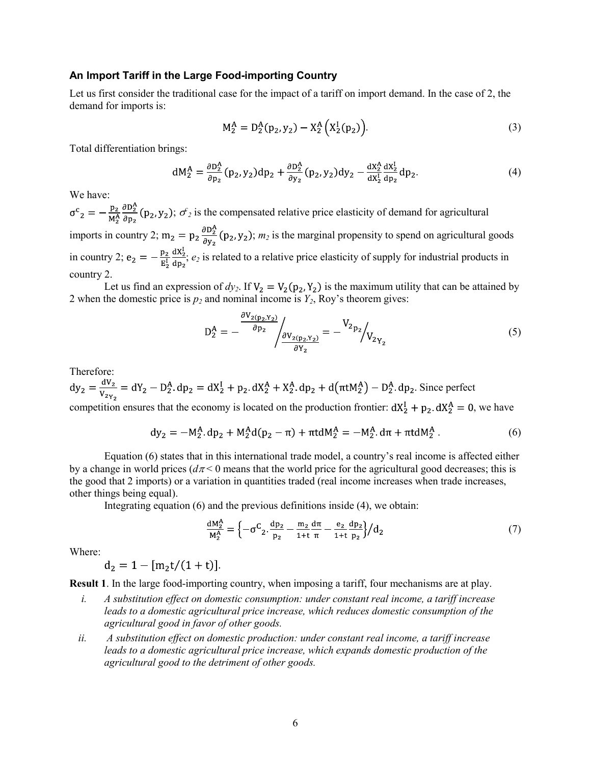### An Import Tariff in the Large Food-importing Country

Let us first consider the traditional case for the impact of a tariff on import demand. In the case of 2, the demand for imports is:

$$M_2^A = D_2^A(p_2, y_2) - X_2^A\left(X_2^I(p_2)\right). \tag{3}$$

Total differentiation brings:

$$dM_2^A = \frac{\partial D_2^A}{\partial p_2}(p_2, y_2)dp_2 + \frac{\partial D_2^A}{\partial y_2}(p_2, y_2)dy_2 - \frac{dX_2^A}{dX_2^I}\frac{dX_2^I}{dp_2}dp_2. \tag{4}$$

We have:

$\sigma^c{}_2 = -\frac{p_2}{M_2^A}\frac{\partial D_2^A}{\partial p_2}(p_2, y_2)$; $\sigma^c{}_2$ is the compensated relative price elasticity of demand for agricultural imports in country 2; $m_2 = p_2\frac{\partial D_2^A}{\partial y_2}(p_2, y_2)$; $m_2$ is the marginal propensity to spend on agricultural goods in country 2; $e_2 = -\frac{p_2}{E_2^I}\frac{dX_2^I}{dp_2}$; $e_2$ is related to a relative price elasticity of supply for industrial products in country 2.

Let us find an expression of $dy_2$. If $V_2 = V_2(p_2, Y_2)$ is the maximum utility that can be attained by 2 when the domestic price is $p_2$ and nominal income is $Y_2$, Roy's theorem gives:

$$D_2^A = -\frac{\partial V_{2(p_2,Y_2)}}{\partial p_2}\Big/\frac{\partial V_{2(p_2,Y_2)}}{\partial Y_2} = -V_{2p_2}\big/V_{2Y_2} \tag{5}$$

Therefore:

$dy_2 = \frac{dV_2}{V_{2Y_2}} = dY_2 - D_2^A.dp_2 = dX_2^I + p_2.dX_2^A + X_2^A.dp_2 + d\left(\pi t M_2^A\right) - D_2^A.dp_2$. Since perfect competition ensures that the economy is located on the production frontier: $dX_2^I + p_2.dX_2^A = 0$, we have

$$dy_2 = -M_2^A.dp_2 + M_2^A d(p_2 - \pi) + \pi t dM_2^A = -M_2^A.d\pi + \pi t dM_2^A. \tag{6}$$

Equation (6) states that in this international trade model, a country's real income is affected either by a change in world prices ($d\pi < 0$ means that the world price for the agricultural good decreases; this is the good that 2 imports) or a variation in quantities traded (real income increases when trade increases, other things being equal).

Integrating equation (6) and the previous definitions inside (4), we obtain:

$$\frac{dM_2^A}{M_2^A} = \left\{-\sigma^C{}_2.\frac{dp_2}{p_2} - \frac{m_2}{1+t}\frac{d\pi}{\pi} - \frac{e_2}{1+t}\frac{dp_2}{p_2}\right\}\Big/d_2 \tag{7}$$

Where:

$d_2 = 1 - [m_2 t/(1+t)]$.

**Result 1**. In the large food-importing country, when imposing a tariff, four mechanisms are at play.

i. *A substitution effect on domestic consumption: under constant real income, a tariff increase leads to a domestic agricultural price increase, which reduces domestic consumption of the agricultural good in favor of other goods.*
ii. *A substitution effect on domestic production: under constant real income, a tariff increase leads to a domestic agricultural price increase, which expands domestic production of the agricultural good to the detriment of other goods.*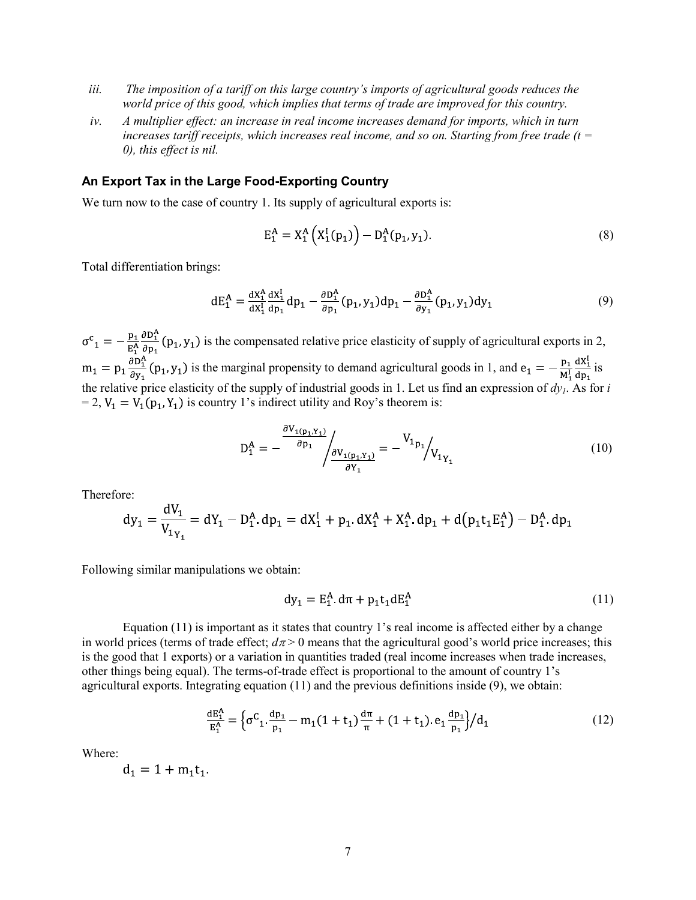*iii. The imposition of a tariff on this large country's imports of agricultural goods reduces the world price of this good, which implies that terms of trade are improved for this country.*

*iv. A multiplier effect: an increase in real income increases demand for imports, which in turn increases tariff receipts, which increases real income, and so on. Starting from free trade (t = 0), this effect is nil.*

### An Export Tax in the Large Food-Exporting Country

We turn now to the case of country 1. Its supply of agricultural exports is:

$$E_1^A = X_1^A\left(X_1^I(p_1)\right) - D_1^A(p_1, y_1). \tag{8}$$

Total differentiation brings:

$$dE_1^A = \frac{dX_1^A}{dX_1^I}\frac{dX_1^I}{dp_1}dp_1 - \frac{\partial D_1^A}{\partial p_1}(p_1, y_1)dp_1 - \frac{\partial D_1^A}{\partial y_1}(p_1, y_1)dy_1 \tag{9}$$

$\sigma^c{}_1 = -\frac{p_1}{E_1^A}\frac{\partial D_1^A}{\partial p_1}(p_1, y_1)$ is the compensated relative price elasticity of supply of agricultural exports in 2, $m_1 = p_1\frac{\partial D_1^A}{\partial y_1}(p_1, y_1)$ is the marginal propensity to demand agricultural goods in 1, and $e_1 = -\frac{p_1}{M_1^I}\frac{dX_1^I}{dp_1}$ is the relative price elasticity of the supply of industrial goods in 1. Let us find an expression of $dy_1$. As for $i = 2$, $V_1 = V_1(p_1, Y_1)$ is country 1's indirect utility and Roy's theorem is:

$$D_1^A = -\frac{\partial V_1(p_1,Y_1)}{\partial p_1}\Bigg/\frac{\partial V_1(p_1,Y_1)}{\partial Y_1} = -{V_1}_{p_1}\Big/{V_1}_{Y_1} \tag{10}$$

Therefore:

$$dy_1 = \frac{dV_1}{{V_1}_{Y_1}} = dY_1 - D_1^A.dp_1 = dX_1^I + p_1.dX_1^A + X_1^A.dp_1 + d\left(p_1t_1E_1^A\right) - D_1^A.dp_1$$

Following similar manipulations we obtain:

$$dy_1 = E_1^A.d\pi + p_1t_1dE_1^A \tag{11}$$

Equation (11) is important as it states that country 1's real income is affected either by a change in world prices (terms of trade effect; $d\pi > 0$ means that the agricultural good's world price increases; this is the good that 1 exports) or a variation in quantities traded (real income increases when trade increases, other things being equal). The terms-of-trade effect is proportional to the amount of country 1's agricultural exports. Integrating equation (11) and the previous definitions inside (9), we obtain:

$$\frac{dE_1^A}{E_1^A} = \left\{\sigma^C{}_1.\frac{dp_1}{p_1} - m_1(1+t_1)\frac{d\pi}{\pi} + (1+t_1).e_1\frac{dp_1}{p_1}\right\}\Big/d_1 \tag{12}$$

Where:

$$d_1 = 1 + m_1t_1.$$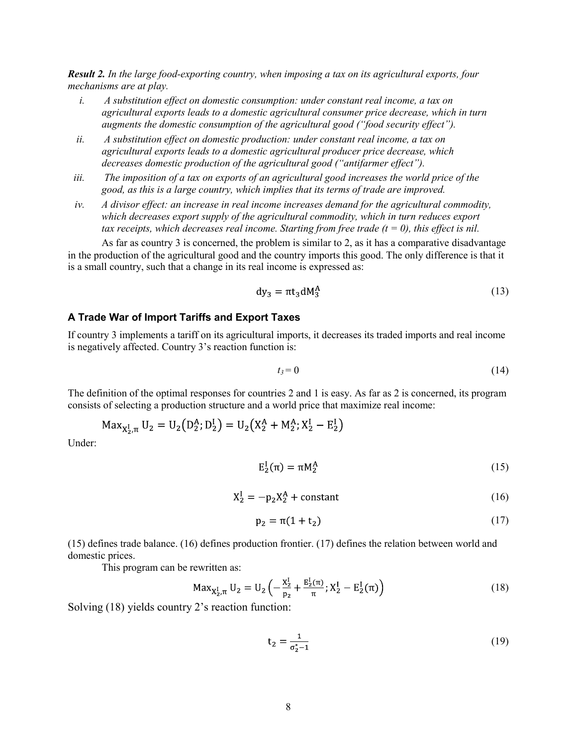***Result 2.*** *In the large food-exporting country, when imposing a tax on its agricultural exports, four mechanisms are at play.*

*i. A substitution effect on domestic consumption: under constant real income, a tax on agricultural exports leads to a domestic agricultural consumer price decrease, which in turn augments the domestic consumption of the agricultural good ("food security effect").*

*ii. A substitution effect on domestic production: under constant real income, a tax on agricultural exports leads to a domestic agricultural producer price decrease, which decreases domestic production of the agricultural good ("antifarmer effect").*

*iii. The imposition of a tax on exports of an agricultural good increases the world price of the good, as this is a large country, which implies that its terms of trade are improved.*

*iv. A divisor effect: an increase in real income increases demand for the agricultural commodity, which decreases export supply of the agricultural commodity, which in turn reduces export tax receipts, which decreases real income. Starting from free trade (t = 0), this effect is nil.*

As far as country 3 is concerned, the problem is similar to 2, as it has a comparative disadvantage in the production of the agricultural good and the country imports this good. The only difference is that it is a small country, such that a change in its real income is expressed as:

$$dy_3 = \pi t_3 dM_3^A \tag{13}$$

### A Trade War of Import Tariffs and Export Taxes

If country 3 implements a tariff on its agricultural imports, it decreases its traded imports and real income is negatively affected. Country 3's reaction function is:

$$t_3 = 0 \tag{14}$$

The definition of the optimal responses for countries 2 and 1 is easy. As far as 2 is concerned, its program consists of selecting a production structure and a world price that maximize real income:

$$\text{Max}_{X_2^I,\pi}\, U_2 = U_2\left(D_2^A; D_2^I\right) = U_2\left(X_2^A + M_2^A; X_2^I - E_2^I\right)$$

Under:

$$E_2^I(\pi) = \pi M_2^A \tag{15}$$

$$X_2^I = -p_2 X_2^A + \text{constant} \tag{16}$$

$$p_2 = \pi(1 + t_2) \tag{17}$$

(15) defines trade balance. (16) defines production frontier. (17) defines the relation between world and domestic prices.

This program can be rewritten as:

$$\text{Max}_{X_2^I,\pi}\, U_2 = U_2\left(-\frac{X_2^I}{p_2} + \frac{E_2^I(\pi)}{\pi}; X_2^I - E_2^I(\pi)\right) \tag{18}$$

Solving (18) yields country 2's reaction function:

$$t_2 = \frac{1}{\sigma_2^* - 1} \tag{19}$$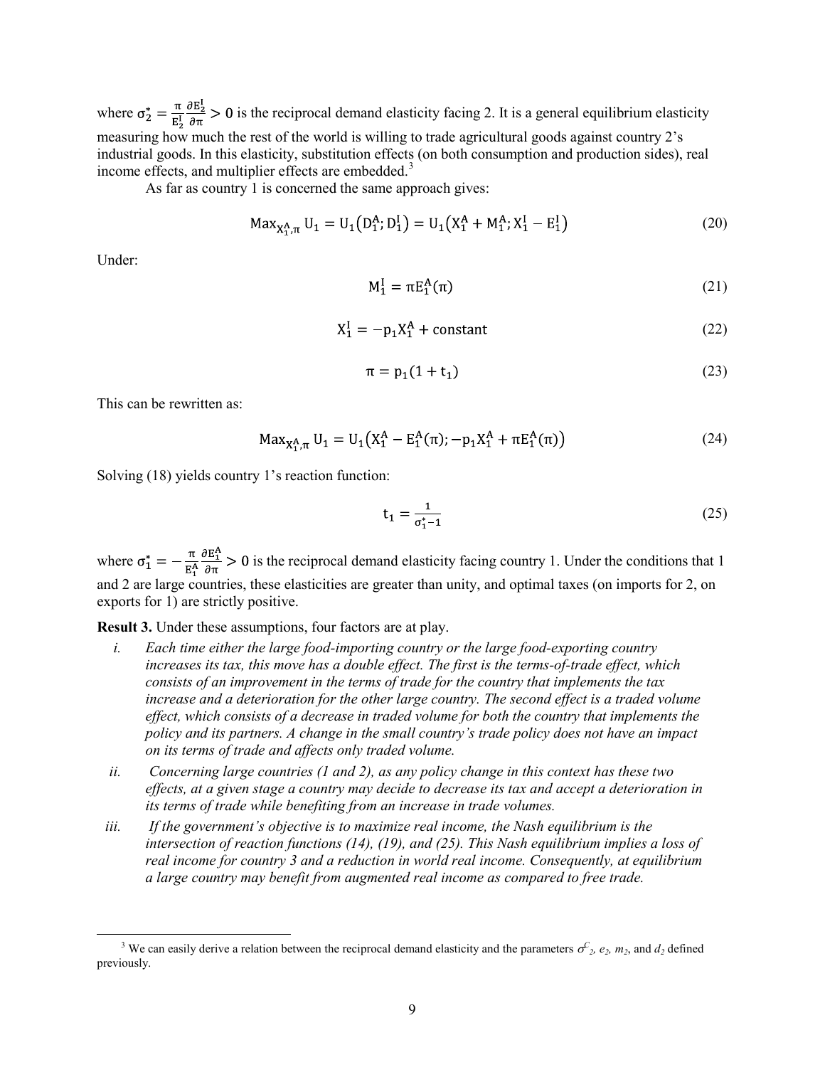where $\sigma_2^* = \frac{\pi}{E_2^I}\frac{\partial E_2^I}{\partial \pi} > 0$ is the reciprocal demand elasticity facing 2. It is a general equilibrium elasticity measuring how much the rest of the world is willing to trade agricultural goods against country 2's industrial goods. In this elasticity, substitution effects (on both consumption and production sides), real income effects, and multiplier effects are embedded.[3]

As far as country 1 is concerned the same approach gives:

$$\text{Max}_{X_1^A,\pi}\, U_1 = U_1(D_1^A; D_1^I) = U_1(X_1^A + M_1^A; X_1^I - E_1^I) \tag{20}$$

Under:

$$M_1^I = \pi E_1^A(\pi) \tag{21}$$

$$X_1^I = -p_1 X_1^A + \text{constant} \tag{22}$$

$$\pi = p_1(1 + t_1) \tag{23}$$

This can be rewritten as:

$$\text{Max}_{X_1^A,\pi}\, U_1 = U_1\left(X_1^A - E_1^A(\pi); -p_1 X_1^A + \pi E_1^A(\pi)\right) \tag{24}$$

Solving (18) yields country 1's reaction function:

$$t_1 = \frac{1}{\sigma_1^* - 1} \tag{25}$$

where $\sigma_1^* = -\frac{\pi}{E_1^A}\frac{\partial E_1^A}{\partial \pi} > 0$ is the reciprocal demand elasticity facing country 1. Under the conditions that 1 and 2 are large countries, these elasticities are greater than unity, and optimal taxes (on imports for 2, on exports for 1) are strictly positive.

**Result 3.** Under these assumptions, four factors are at play.

i. *Each time either the large food-importing country or the large food-exporting country increases its tax, this move has a double effect. The first is the terms-of-trade effect, which consists of an improvement in the terms of trade for the country that implements the tax increase and a deterioration for the other large country. The second effect is a traded volume effect, which consists of a decrease in traded volume for both the country that implements the policy and its partners. A change in the small country's trade policy does not have an impact on its terms of trade and affects only traded volume.*

ii. *Concerning large countries (1 and 2), as any policy change in this context has these two effects, at a given stage a country may decide to decrease its tax and accept a deterioration in its terms of trade while benefiting from an increase in trade volumes.*

iii. *If the government's objective is to maximize real income, the Nash equilibrium is the intersection of reaction functions (14), (19), and (25). This Nash equilibrium implies a loss of real income for country 3 and a reduction in world real income. Consequently, at equilibrium a large country may benefit from augmented real income as compared to free trade.*

[3] We can easily derive a relation between the reciprocal demand elasticity and the parameters $\sigma^C_2$, $e_2$, $m_2$, and $d_2$ defined previously.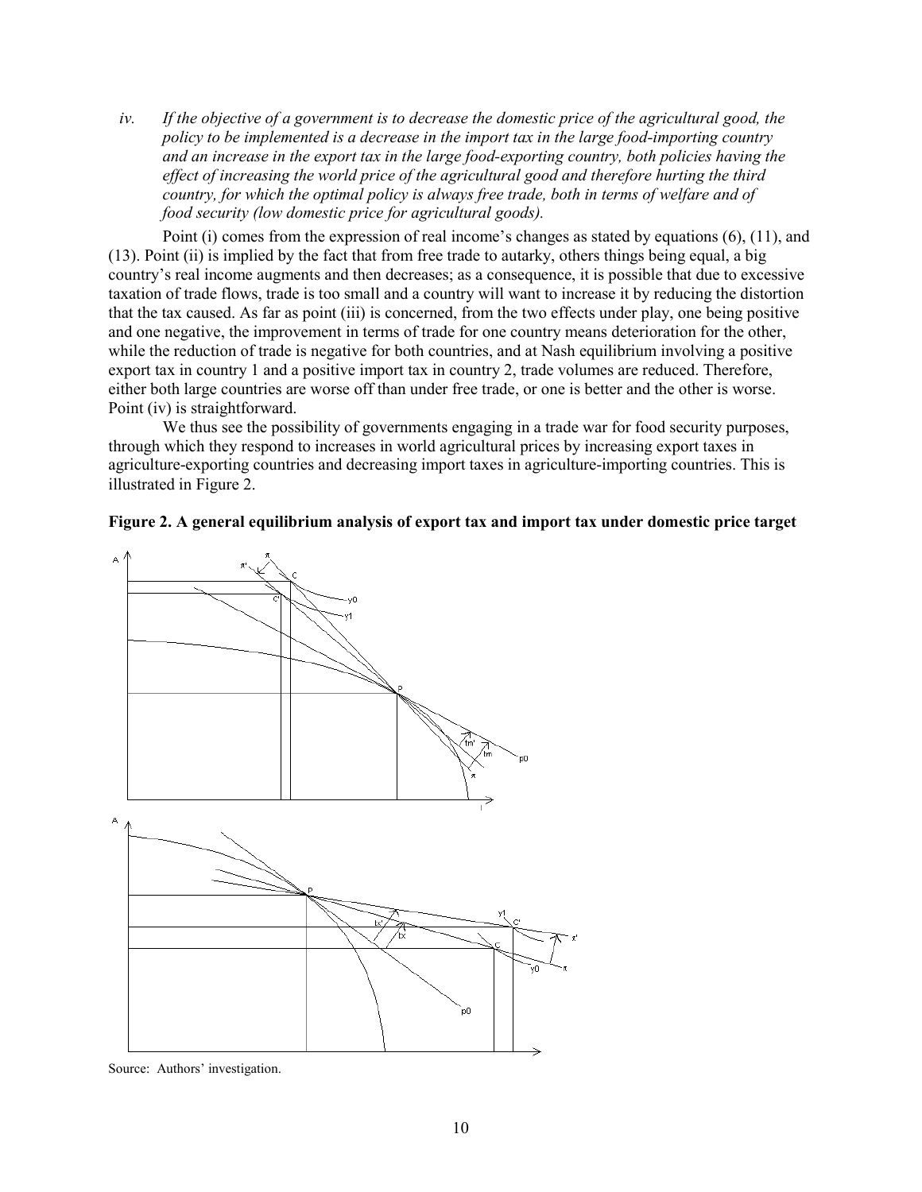*iv. If the objective of a government is to decrease the domestic price of the agricultural good, the policy to be implemented is a decrease in the import tax in the large food-importing country and an increase in the export tax in the large food-exporting country, both policies having the effect of increasing the world price of the agricultural good and therefore hurting the third country, for which the optimal policy is always free trade, both in terms of welfare and of food security (low domestic price for agricultural goods).*

Point (i) comes from the expression of real income's changes as stated by equations (6), (11), and (13). Point (ii) is implied by the fact that from free trade to autarky, others things being equal, a big country's real income augments and then decreases; as a consequence, it is possible that due to excessive taxation of trade flows, trade is too small and a country will want to increase it by reducing the distortion that the tax caused. As far as point (iii) is concerned, from the two effects under play, one being positive and one negative, the improvement in terms of trade for one country means deterioration for the other, while the reduction of trade is negative for both countries, and at Nash equilibrium involving a positive export tax in country 1 and a positive import tax in country 2, trade volumes are reduced. Therefore, either both large countries are worse off than under free trade, or one is better and the other is worse. Point (iv) is straightforward.

We thus see the possibility of governments engaging in a trade war for food security purposes, through which they respond to increases in world agricultural prices by increasing export taxes in agriculture-exporting countries and decreasing import taxes in agriculture-importing countries. This is illustrated in Figure 2.

**Figure 2. A general equilibrium analysis of export tax and import tax under domestic price target**

Source: Authors' investigation.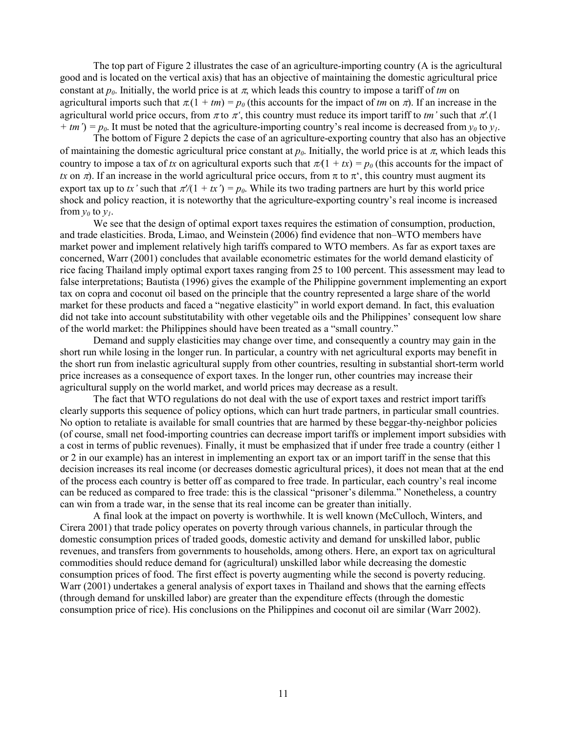The top part of Figure 2 illustrates the case of an agriculture-importing country (A is the agricultural good and is located on the vertical axis) that has an objective of maintaining the domestic agricultural price constant at $p_0$. Initially, the world price is at $\pi$, which leads this country to impose a tariff of $tm$ on agricultural imports such that $\pi.(1 + tm) = p_0$ (this accounts for the impact of $tm$ on $\pi$). If an increase in the agricultural world price occurs, from $\pi$ to $\pi'$, this country must reduce its import tariff to $tm'$ such that $\pi'.(1 + tm') = p_0$. It must be noted that the agriculture-importing country's real income is decreased from $y_0$ to $y_1$.

The bottom of Figure 2 depicts the case of an agriculture-exporting country that also has an objective of maintaining the domestic agricultural price constant at $p_0$. Initially, the world price is at $\pi$, which leads this country to impose a tax of $tx$ on agricultural exports such that $\pi/(1 + tx) = p_0$ (this accounts for the impact of $tx$ on $\pi$). If an increase in the world agricultural price occurs, from $\pi$ to $\pi'$, this country must augment its export tax up to $tx'$ such that $\pi'/(1 + tx') = p_0$. While its two trading partners are hurt by this world price shock and policy reaction, it is noteworthy that the agriculture-exporting country's real income is increased from $y_0$ to $y_1$.

We see that the design of optimal export taxes requires the estimation of consumption, production, and trade elasticities. Broda, Limao, and Weinstein (2006) find evidence that non–WTO members have market power and implement relatively high tariffs compared to WTO members. As far as export taxes are concerned, Warr (2001) concludes that available econometric estimates for the world demand elasticity of rice facing Thailand imply optimal export taxes ranging from 25 to 100 percent. This assessment may lead to false interpretations; Bautista (1996) gives the example of the Philippine government implementing an export tax on copra and coconut oil based on the principle that the country represented a large share of the world market for these products and faced a "negative elasticity" in world export demand. In fact, this evaluation did not take into account substitutability with other vegetable oils and the Philippines' consequent low share of the world market: the Philippines should have been treated as a "small country."

Demand and supply elasticities may change over time, and consequently a country may gain in the short run while losing in the longer run. In particular, a country with net agricultural exports may benefit in the short run from inelastic agricultural supply from other countries, resulting in substantial short-term world price increases as a consequence of export taxes. In the longer run, other countries may increase their agricultural supply on the world market, and world prices may decrease as a result.

The fact that WTO regulations do not deal with the use of export taxes and restrict import tariffs clearly supports this sequence of policy options, which can hurt trade partners, in particular small countries. No option to retaliate is available for small countries that are harmed by these beggar-thy-neighbor policies (of course, small net food-importing countries can decrease import tariffs or implement import subsidies with a cost in terms of public revenues). Finally, it must be emphasized that if under free trade a country (either 1 or 2 in our example) has an interest in implementing an export tax or an import tariff in the sense that this decision increases its real income (or decreases domestic agricultural prices), it does not mean that at the end of the process each country is better off as compared to free trade. In particular, each country's real income can be reduced as compared to free trade: this is the classical "prisoner's dilemma." Nonetheless, a country can win from a trade war, in the sense that its real income can be greater than initially.

A final look at the impact on poverty is worthwhile. It is well known (McCulloch, Winters, and Cirera 2001) that trade policy operates on poverty through various channels, in particular through the domestic consumption prices of traded goods, domestic activity and demand for unskilled labor, public revenues, and transfers from governments to households, among others. Here, an export tax on agricultural commodities should reduce demand for (agricultural) unskilled labor while decreasing the domestic consumption prices of food. The first effect is poverty augmenting while the second is poverty reducing. Warr (2001) undertakes a general analysis of export taxes in Thailand and shows that the earning effects (through demand for unskilled labor) are greater than the expenditure effects (through the domestic consumption price of rice). His conclusions on the Philippines and coconut oil are similar (Warr 2002).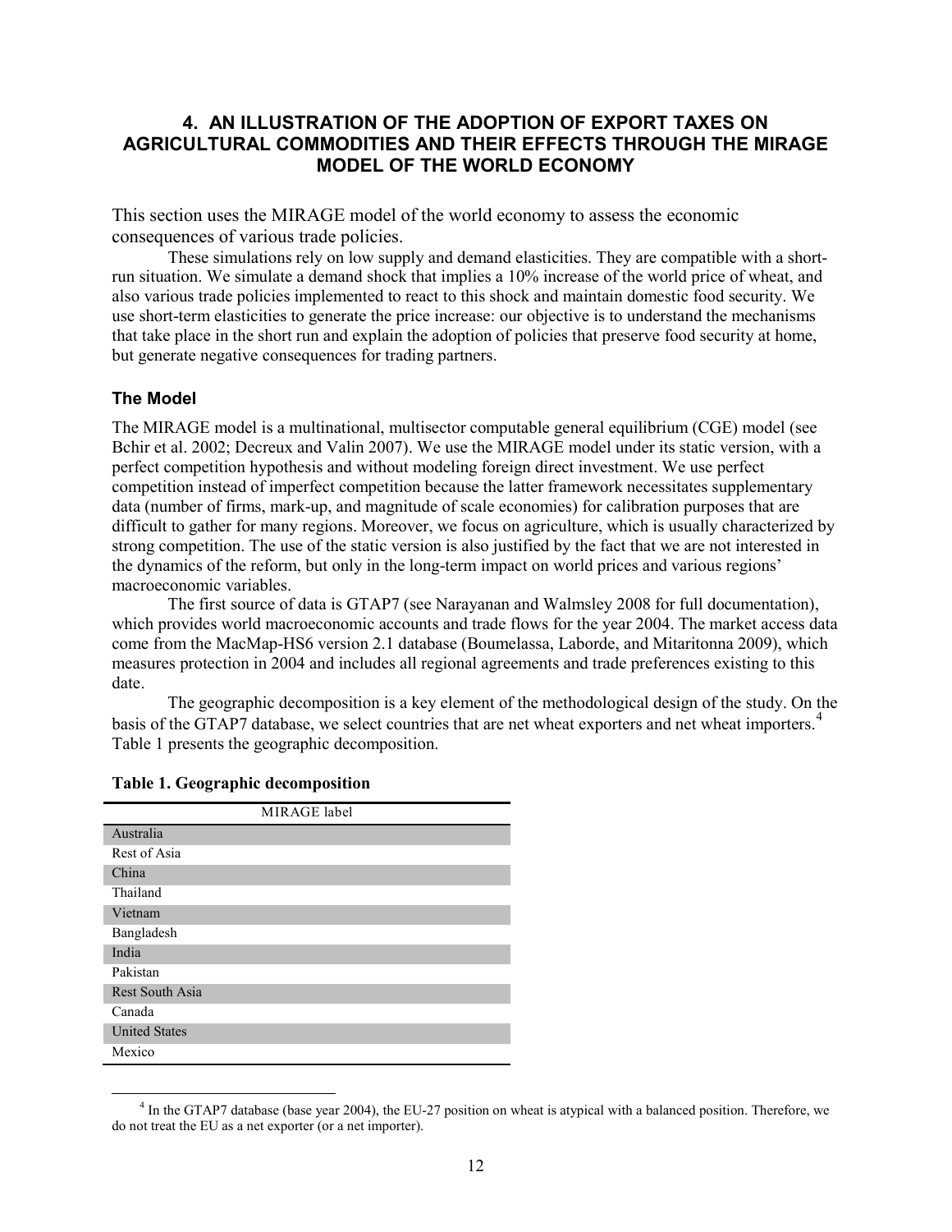## 4. AN ILLUSTRATION OF THE ADOPTION OF EXPORT TAXES ON AGRICULTURAL COMMODITIES AND THEIR EFFECTS THROUGH THE MIRAGE MODEL OF THE WORLD ECONOMY

This section uses the MIRAGE model of the world economy to assess the economic consequences of various trade policies.

These simulations rely on low supply and demand elasticities. They are compatible with a short-run situation. We simulate a demand shock that implies a 10% increase of the world price of wheat, and also various trade policies implemented to react to this shock and maintain domestic food security. We use short-term elasticities to generate the price increase: our objective is to understand the mechanisms that take place in the short run and explain the adoption of policies that preserve food security at home, but generate negative consequences for trading partners.

### The Model

The MIRAGE model is a multinational, multisector computable general equilibrium (CGE) model (see Bchir et al. 2002; Decreux and Valin 2007). We use the MIRAGE model under its static version, with a perfect competition hypothesis and without modeling foreign direct investment. We use perfect competition instead of imperfect competition because the latter framework necessitates supplementary data (number of firms, mark-up, and magnitude of scale economies) for calibration purposes that are difficult to gather for many regions. Moreover, we focus on agriculture, which is usually characterized by strong competition. The use of the static version is also justified by the fact that we are not interested in the dynamics of the reform, but only in the long-term impact on world prices and various regions' macroeconomic variables.

The first source of data is GTAP7 (see Narayanan and Walmsley 2008 for full documentation), which provides world macroeconomic accounts and trade flows for the year 2004. The market access data come from the MacMap-HS6 version 2.1 database (Boumelassa, Laborde, and Mitaritonna 2009), which measures protection in 2004 and includes all regional agreements and trade preferences existing to this date.

The geographic decomposition is a key element of the methodological design of the study. On the basis of the GTAP7 database, we select countries that are net wheat exporters and net wheat importers.[4] Table 1 presents the geographic decomposition.

**Table 1. Geographic decomposition**

| MIRAGE label |
|---|
| Australia |
| Rest of Asia |
| China |
| Thailand |
| Vietnam |
| Bangladesh |
| India |
| Pakistan |
| Rest South Asia |
| Canada |
| United States |
| Mexico |

[4] In the GTAP7 database (base year 2004), the EU-27 position on wheat is atypical with a balanced position. Therefore, we do not treat the EU as a net exporter (or a net importer).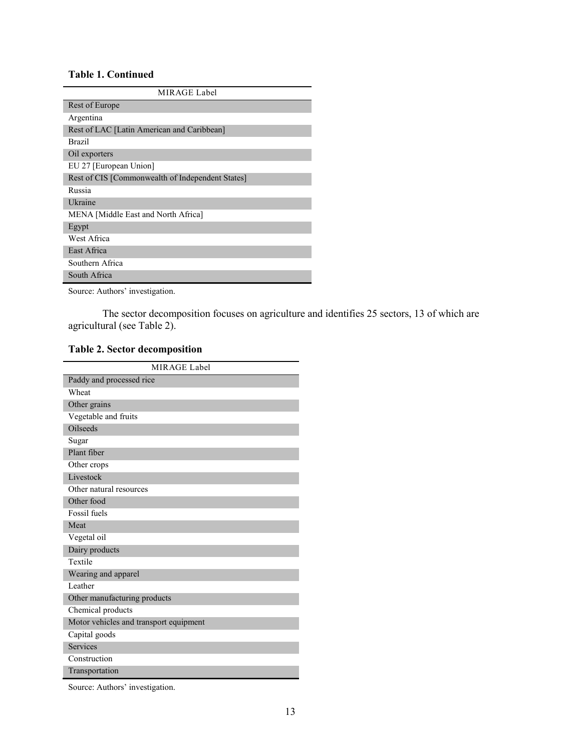**Table 1. Continued**

| MIRAGE Label |
|---|
| Rest of Europe |
| Argentina |
| Rest of LAC [Latin American and Caribbean] |
| Brazil |
| Oil exporters |
| EU 27 [European Union] |
| Rest of CIS [Commonwealth of Independent States] |
| Russia |
| Ukraine |
| MENA [Middle East and North Africa] |
| Egypt |
| West Africa |
| East Africa |
| Southern Africa |
| South Africa |

Source: Authors' investigation.

The sector decomposition focuses on agriculture and identifies 25 sectors, 13 of which are agricultural (see Table 2).

**Table 2. Sector decomposition**

| MIRAGE Label |
|---|
| Paddy and processed rice |
| Wheat |
| Other grains |
| Vegetable and fruits |
| Oilseeds |
| Sugar |
| Plant fiber |
| Other crops |
| Livestock |
| Other natural resources |
| Other food |
| Fossil fuels |
| Meat |
| Vegetal oil |
| Dairy products |
| Textile |
| Wearing and apparel |
| Leather |
| Other manufacturing products |
| Chemical products |
| Motor vehicles and transport equipment |
| Capital goods |
| Services |
| Construction |
| Transportation |

Source: Authors' investigation.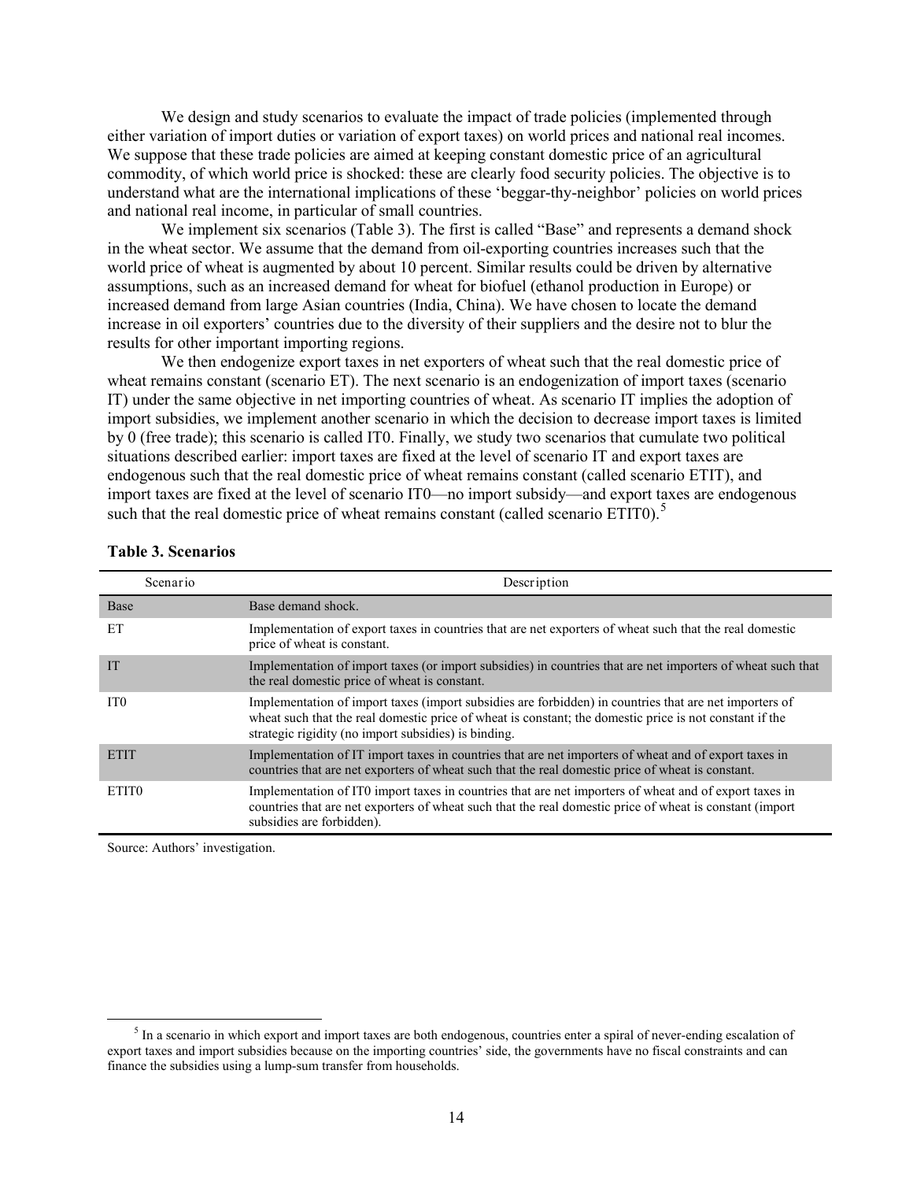We design and study scenarios to evaluate the impact of trade policies (implemented through either variation of import duties or variation of export taxes) on world prices and national real incomes. We suppose that these trade policies are aimed at keeping constant domestic price of an agricultural commodity, of which world price is shocked: these are clearly food security policies. The objective is to understand what are the international implications of these 'beggar-thy-neighbor' policies on world prices and national real income, in particular of small countries.

We implement six scenarios (Table 3). The first is called "Base" and represents a demand shock in the wheat sector. We assume that the demand from oil-exporting countries increases such that the world price of wheat is augmented by about 10 percent. Similar results could be driven by alternative assumptions, such as an increased demand for wheat for biofuel (ethanol production in Europe) or increased demand from large Asian countries (India, China). We have chosen to locate the demand increase in oil exporters' countries due to the diversity of their suppliers and the desire not to blur the results for other important importing regions.

We then endogenize export taxes in net exporters of wheat such that the real domestic price of wheat remains constant (scenario ET). The next scenario is an endogenization of import taxes (scenario IT) under the same objective in net importing countries of wheat. As scenario IT implies the adoption of import subsidies, we implement another scenario in which the decision to decrease import taxes is limited by 0 (free trade); this scenario is called IT0. Finally, we study two scenarios that cumulate two political situations described earlier: import taxes are fixed at the level of scenario IT and export taxes are endogenous such that the real domestic price of wheat remains constant (called scenario ETIT), and import taxes are fixed at the level of scenario IT0—no import subsidy—and export taxes are endogenous such that the real domestic price of wheat remains constant (called scenario ETIT0).[5]

**Table 3. Scenarios**

| Scenario | Description |
|---|---|
| Base | Base demand shock. |
| ET | Implementation of export taxes in countries that are net exporters of wheat such that the real domestic price of wheat is constant. |
| IT | Implementation of import taxes (or import subsidies) in countries that are net importers of wheat such that the real domestic price of wheat is constant. |
| IT0 | Implementation of import taxes (import subsidies are forbidden) in countries that are net importers of wheat such that the real domestic price of wheat is constant; the domestic price is not constant if the strategic rigidity (no import subsidies) is binding. |
| ETIT | Implementation of IT import taxes in countries that are net importers of wheat and of export taxes in countries that are net exporters of wheat such that the real domestic price of wheat is constant. |
| ETIT0 | Implementation of IT0 import taxes in countries that are net importers of wheat and of export taxes in countries that are net exporters of wheat such that the real domestic price of wheat is constant (import subsidies are forbidden). |

Source: Authors' investigation.

[5] In a scenario in which export and import taxes are both endogenous, countries enter a spiral of never-ending escalation of export taxes and import subsidies because on the importing countries' side, the governments have no fiscal constraints and can finance the subsidies using a lump-sum transfer from households.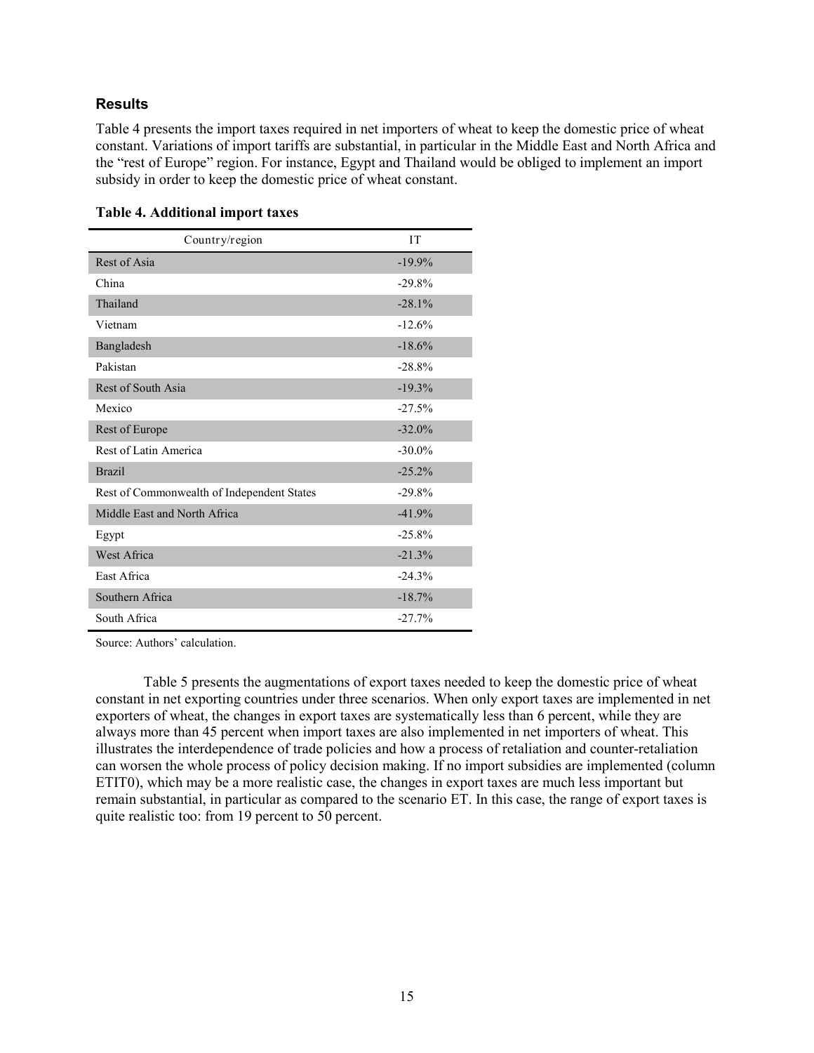### Results

Table 4 presents the import taxes required in net importers of wheat to keep the domestic price of wheat constant. Variations of import tariffs are substantial, in particular in the Middle East and North Africa and the "rest of Europe" region. For instance, Egypt and Thailand would be obliged to implement an import subsidy in order to keep the domestic price of wheat constant.

**Table 4. Additional import taxes**

| Country/region | IT |
| --- | --- |
| Rest of Asia | -19.9% |
| China | -29.8% |
| Thailand | -28.1% |
| Vietnam | -12.6% |
| Bangladesh | -18.6% |
| Pakistan | -28.8% |
| Rest of South Asia | -19.3% |
| Mexico | -27.5% |
| Rest of Europe | -32.0% |
| Rest of Latin America | -30.0% |
| Brazil | -25.2% |
| Rest of Commonwealth of Independent States | -29.8% |
| Middle East and North Africa | -41.9% |
| Egypt | -25.8% |
| West Africa | -21.3% |
| East Africa | -24.3% |
| Southern Africa | -18.7% |
| South Africa | -27.7% |

Source: Authors' calculation.

Table 5 presents the augmentations of export taxes needed to keep the domestic price of wheat constant in net exporting countries under three scenarios. When only export taxes are implemented in net exporters of wheat, the changes in export taxes are systematically less than 6 percent, while they are always more than 45 percent when import taxes are also implemented in net importers of wheat. This illustrates the interdependence of trade policies and how a process of retaliation and counter-retaliation can worsen the whole process of policy decision making. If no import subsidies are implemented (column ETIT0), which may be a more realistic case, the changes in export taxes are much less important but remain substantial, in particular as compared to the scenario ET. In this case, the range of export taxes is quite realistic too: from 19 percent to 50 percent.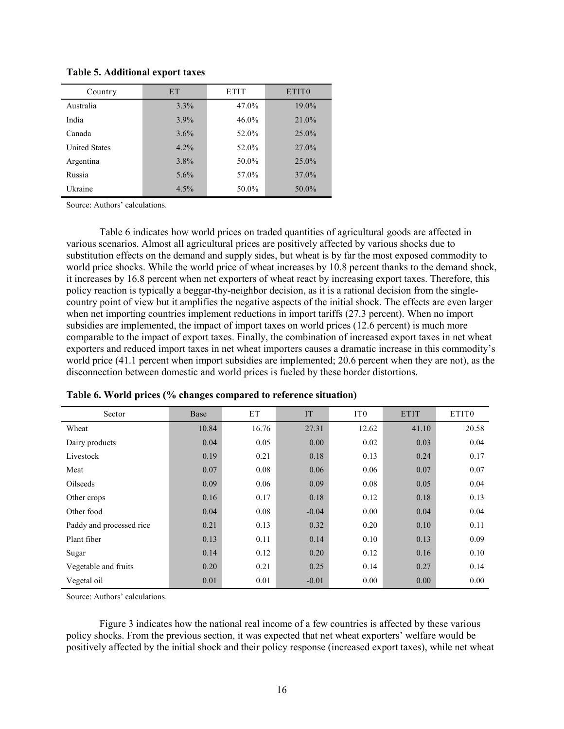**Table 5. Additional export taxes**

| Country | ET | ETIT | ETIT0 |
|---|---|---|---|
| Australia | 3.3% | 47.0% | 19.0% |
| India | 3.9% | 46.0% | 21.0% |
| Canada | 3.6% | 52.0% | 25.0% |
| United States | 4.2% | 52.0% | 27.0% |
| Argentina | 3.8% | 50.0% | 25.0% |
| Russia | 5.6% | 57.0% | 37.0% |
| Ukraine | 4.5% | 50.0% | 50.0% |

Source: Authors' calculations.

Table 6 indicates how world prices on traded quantities of agricultural goods are affected in various scenarios. Almost all agricultural prices are positively affected by various shocks due to substitution effects on the demand and supply sides, but wheat is by far the most exposed commodity to world price shocks. While the world price of wheat increases by 10.8 percent thanks to the demand shock, it increases by 16.8 percent when net exporters of wheat react by increasing export taxes. Therefore, this policy reaction is typically a beggar-thy-neighbor decision, as it is a rational decision from the single-country point of view but it amplifies the negative aspects of the initial shock. The effects are even larger when net importing countries implement reductions in import tariffs (27.3 percent). When no import subsidies are implemented, the impact of import taxes on world prices (12.6 percent) is much more comparable to the impact of export taxes. Finally, the combination of increased export taxes in net wheat exporters and reduced import taxes in net wheat importers causes a dramatic increase in this commodity's world price (41.1 percent when import subsidies are implemented; 20.6 percent when they are not), as the disconnection between domestic and world prices is fueled by these border distortions.

**Table 6. World prices (% changes compared to reference situation)**

| Sector | Base | ET | IT | IT0 | ETIT | ETIT0 |
|---|---|---|---|---|---|---|
| Wheat | 10.84 | 16.76 | 27.31 | 12.62 | 41.10 | 20.58 |
| Dairy products | 0.04 | 0.05 | 0.00 | 0.02 | 0.03 | 0.04 |
| Livestock | 0.19 | 0.21 | 0.18 | 0.13 | 0.24 | 0.17 |
| Meat | 0.07 | 0.08 | 0.06 | 0.06 | 0.07 | 0.07 |
| Oilseeds | 0.09 | 0.06 | 0.09 | 0.08 | 0.05 | 0.04 |
| Other crops | 0.16 | 0.17 | 0.18 | 0.12 | 0.18 | 0.13 |
| Other food | 0.04 | 0.08 | -0.04 | 0.00 | 0.04 | 0.04 |
| Paddy and processed rice | 0.21 | 0.13 | 0.32 | 0.20 | 0.10 | 0.11 |
| Plant fiber | 0.13 | 0.11 | 0.14 | 0.10 | 0.13 | 0.09 |
| Sugar | 0.14 | 0.12 | 0.20 | 0.12 | 0.16 | 0.10 |
| Vegetable and fruits | 0.20 | 0.21 | 0.25 | 0.14 | 0.27 | 0.14 |
| Vegetal oil | 0.01 | 0.01 | -0.01 | 0.00 | 0.00 | 0.00 |

Source: Authors' calculations.

Figure 3 indicates how the national real income of a few countries is affected by these various policy shocks. From the previous section, it was expected that net wheat exporters' welfare would be positively affected by the initial shock and their policy response (increased export taxes), while net wheat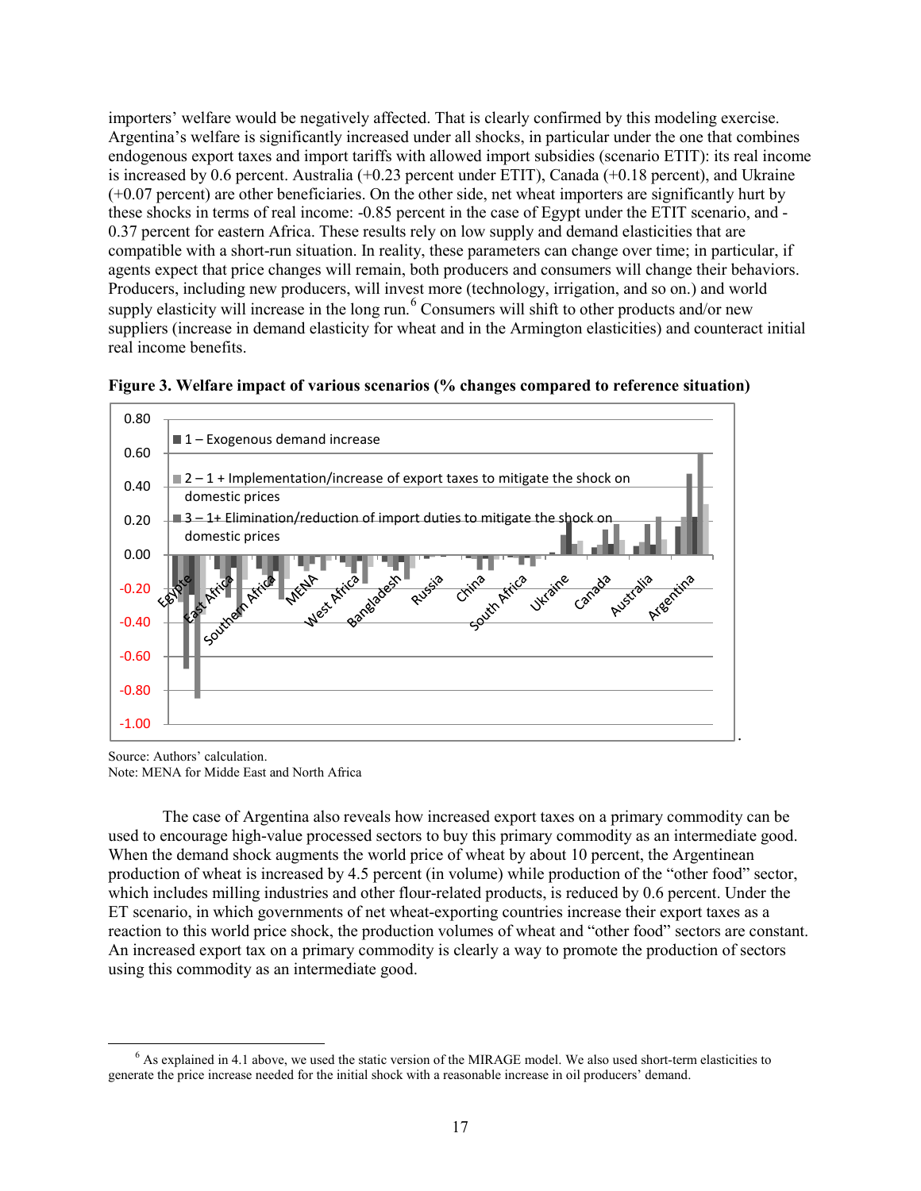importers' welfare would be negatively affected. That is clearly confirmed by this modeling exercise. Argentina's welfare is significantly increased under all shocks, in particular under the one that combines endogenous export taxes and import tariffs with allowed import subsidies (scenario ETIT): its real income is increased by 0.6 percent. Australia (+0.23 percent under ETIT), Canada (+0.18 percent), and Ukraine (+0.07 percent) are other beneficiaries. On the other side, net wheat importers are significantly hurt by these shocks in terms of real income: -0.85 percent in the case of Egypt under the ETIT scenario, and -0.37 percent for eastern Africa. These results rely on low supply and demand elasticities that are compatible with a short-run situation. In reality, these parameters can change over time; in particular, if agents expect that price changes will remain, both producers and consumers will change their behaviors. Producers, including new producers, will invest more (technology, irrigation, and so on.) and world supply elasticity will increase in the long run.[6] Consumers will shift to other products and/or new suppliers (increase in demand elasticity for wheat and in the Armington elasticities) and counteract initial real income benefits.

**Figure 3. Welfare impact of various scenarios (% changes compared to reference situation)**

Source: Authors' calculation.
Note: MENA for Midde East and North Africa

The case of Argentina also reveals how increased export taxes on a primary commodity can be used to encourage high-value processed sectors to buy this primary commodity as an intermediate good. When the demand shock augments the world price of wheat by about 10 percent, the Argentinean production of wheat is increased by 4.5 percent (in volume) while production of the "other food" sector, which includes milling industries and other flour-related products, is reduced by 0.6 percent. Under the ET scenario, in which governments of net wheat-exporting countries increase their export taxes as a reaction to this world price shock, the production volumes of wheat and "other food" sectors are constant. An increased export tax on a primary commodity is clearly a way to promote the production of sectors using this commodity as an intermediate good.

[6] As explained in 4.1 above, we used the static version of the MIRAGE model. We also used short-term elasticities to generate the price increase needed for the initial shock with a reasonable increase in oil producers' demand.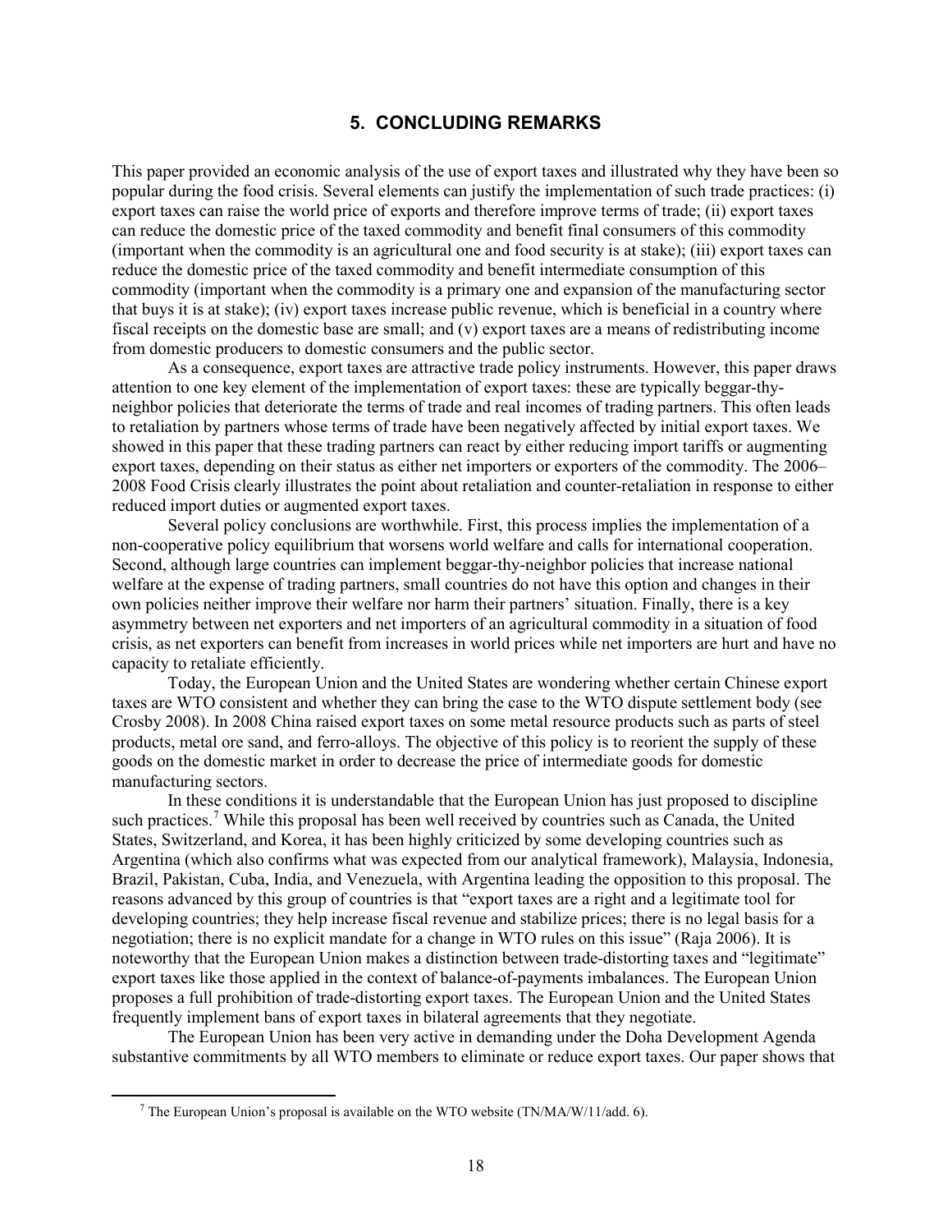## 5. CONCLUDING REMARKS

This paper provided an economic analysis of the use of export taxes and illustrated why they have been so popular during the food crisis. Several elements can justify the implementation of such trade practices: (i) export taxes can raise the world price of exports and therefore improve terms of trade; (ii) export taxes can reduce the domestic price of the taxed commodity and benefit final consumers of this commodity (important when the commodity is an agricultural one and food security is at stake); (iii) export taxes can reduce the domestic price of the taxed commodity and benefit intermediate consumption of this commodity (important when the commodity is a primary one and expansion of the manufacturing sector that buys it is at stake); (iv) export taxes increase public revenue, which is beneficial in a country where fiscal receipts on the domestic base are small; and (v) export taxes are a means of redistributing income from domestic producers to domestic consumers and the public sector.

As a consequence, export taxes are attractive trade policy instruments. However, this paper draws attention to one key element of the implementation of export taxes: these are typically beggar-thy-neighbor policies that deteriorate the terms of trade and real incomes of trading partners. This often leads to retaliation by partners whose terms of trade have been negatively affected by initial export taxes. We showed in this paper that these trading partners can react by either reducing import tariffs or augmenting export taxes, depending on their status as either net importers or exporters of the commodity. The 2006–2008 Food Crisis clearly illustrates the point about retaliation and counter-retaliation in response to either reduced import duties or augmented export taxes.

Several policy conclusions are worthwhile. First, this process implies the implementation of a non-cooperative policy equilibrium that worsens world welfare and calls for international cooperation. Second, although large countries can implement beggar-thy-neighbor policies that increase national welfare at the expense of trading partners, small countries do not have this option and changes in their own policies neither improve their welfare nor harm their partners' situation. Finally, there is a key asymmetry between net exporters and net importers of an agricultural commodity in a situation of food crisis, as net exporters can benefit from increases in world prices while net importers are hurt and have no capacity to retaliate efficiently.

Today, the European Union and the United States are wondering whether certain Chinese export taxes are WTO consistent and whether they can bring the case to the WTO dispute settlement body (see Crosby 2008). In 2008 China raised export taxes on some metal resource products such as parts of steel products, metal ore sand, and ferro-alloys. The objective of this policy is to reorient the supply of these goods on the domestic market in order to decrease the price of intermediate goods for domestic manufacturing sectors.

In these conditions it is understandable that the European Union has just proposed to discipline such practices.[7] While this proposal has been well received by countries such as Canada, the United States, Switzerland, and Korea, it has been highly criticized by some developing countries such as Argentina (which also confirms what was expected from our analytical framework), Malaysia, Indonesia, Brazil, Pakistan, Cuba, India, and Venezuela, with Argentina leading the opposition to this proposal. The reasons advanced by this group of countries is that "export taxes are a right and a legitimate tool for developing countries; they help increase fiscal revenue and stabilize prices; there is no legal basis for a negotiation; there is no explicit mandate for a change in WTO rules on this issue" (Raja 2006). It is noteworthy that the European Union makes a distinction between trade-distorting taxes and "legitimate" export taxes like those applied in the context of balance-of-payments imbalances. The European Union proposes a full prohibition of trade-distorting export taxes. The European Union and the United States frequently implement bans of export taxes in bilateral agreements that they negotiate.

The European Union has been very active in demanding under the Doha Development Agenda substantive commitments by all WTO members to eliminate or reduce export taxes. Our paper shows that

[7] The European Union's proposal is available on the WTO website (TN/MA/W/11/add. 6).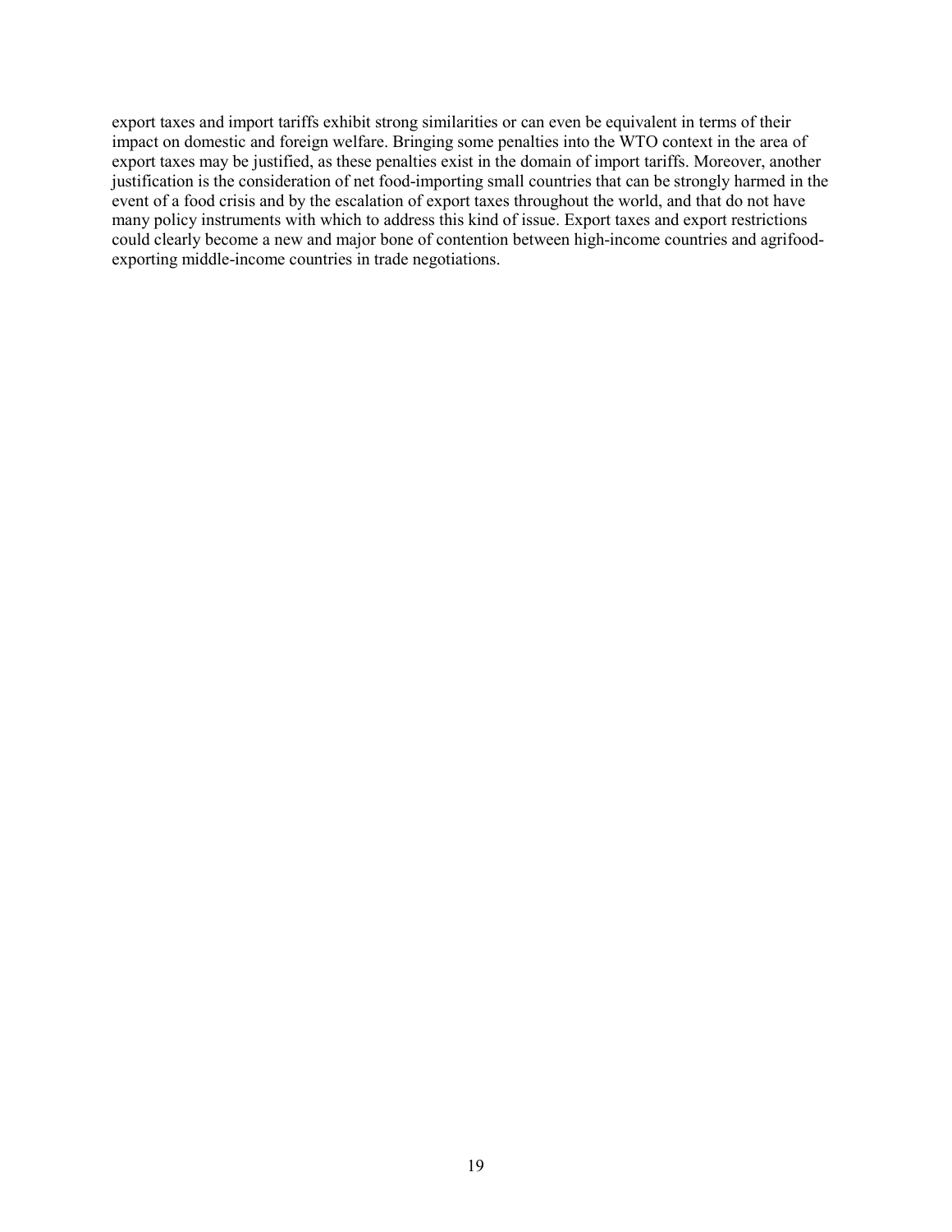export taxes and import tariffs exhibit strong similarities or can even be equivalent in terms of their impact on domestic and foreign welfare. Bringing some penalties into the WTO context in the area of export taxes may be justified, as these penalties exist in the domain of import tariffs. Moreover, another justification is the consideration of net food-importing small countries that can be strongly harmed in the event of a food crisis and by the escalation of export taxes throughout the world, and that do not have many policy instruments with which to address this kind of issue. Export taxes and export restrictions could clearly become a new and major bone of contention between high-income countries and agrifood-exporting middle-income countries in trade negotiations.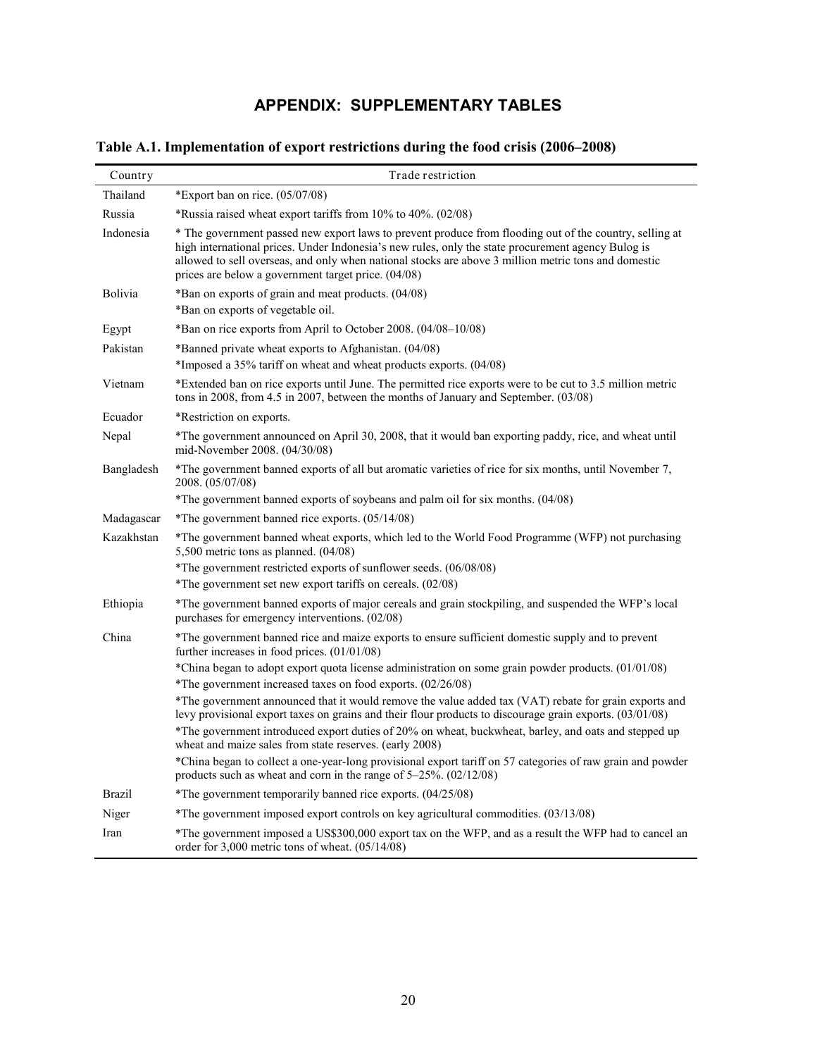# APPENDIX: SUPPLEMENTARY TABLES

**Table A.1. Implementation of export restrictions during the food crisis (2006–2008)**

| Country | Trade restriction |
|---|---|
| Thailand | *Export ban on rice. (05/07/08) |
| Russia | *Russia raised wheat export tariffs from 10% to 40%. (02/08) |
| Indonesia | * The government passed new export laws to prevent produce from flooding out of the country, selling at high international prices. Under Indonesia's new rules, only the state procurement agency Bulog is allowed to sell overseas, and only when national stocks are above 3 million metric tons and domestic prices are below a government target price. (04/08) |
| Bolivia | *Ban on exports of grain and meat products. (04/08)<br>*Ban on exports of vegetable oil. |
| Egypt | *Ban on rice exports from April to October 2008. (04/08–10/08) |
| Pakistan | *Banned private wheat exports to Afghanistan. (04/08)<br>*Imposed a 35% tariff on wheat and wheat products exports. (04/08) |
| Vietnam | *Extended ban on rice exports until June. The permitted rice exports were to be cut to 3.5 million metric tons in 2008, from 4.5 in 2007, between the months of January and September. (03/08) |
| Ecuador | *Restriction on exports. |
| Nepal | *The government announced on April 30, 2008, that it would ban exporting paddy, rice, and wheat until mid-November 2008. (04/30/08) |
| Bangladesh | *The government banned exports of all but aromatic varieties of rice for six months, until November 7, 2008. (05/07/08)<br>*The government banned exports of soybeans and palm oil for six months. (04/08) |
| Madagascar | *The government banned rice exports. (05/14/08) |
| Kazakhstan | *The government banned wheat exports, which led to the World Food Programme (WFP) not purchasing 5,500 metric tons as planned. (04/08)<br>*The government restricted exports of sunflower seeds. (06/08/08)<br>*The government set new export tariffs on cereals. (02/08) |
| Ethiopia | *The government banned exports of major cereals and grain stockpiling, and suspended the WFP's local purchases for emergency interventions. (02/08) |
| China | *The government banned rice and maize exports to ensure sufficient domestic supply and to prevent further increases in food prices. (01/01/08)<br>*China began to adopt export quota license administration on some grain powder products. (01/01/08)<br>*The government increased taxes on food exports. (02/26/08)<br>*The government announced that it would remove the value added tax (VAT) rebate for grain exports and levy provisional export taxes on grains and their flour products to discourage grain exports. (03/01/08)<br>*The government introduced export duties of 20% on wheat, buckwheat, barley, and oats and stepped up wheat and maize sales from state reserves. (early 2008)<br>*China began to collect a one-year-long provisional export tariff on 57 categories of raw grain and powder products such as wheat and corn in the range of 5–25%. (02/12/08) |
| Brazil | *The government temporarily banned rice exports. (04/25/08) |
| Niger | *The government imposed export controls on key agricultural commodities. (03/13/08) |
| Iran | *The government imposed a US$300,000 export tax on the WFP, and as a result the WFP had to cancel an order for 3,000 metric tons of wheat. (05/14/08) |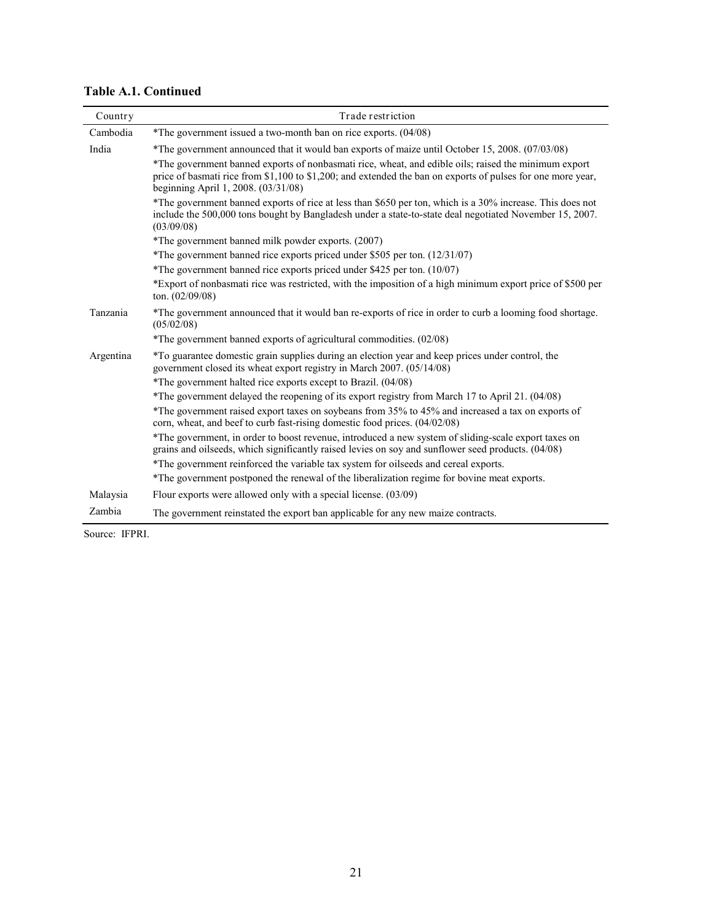**Table A.1. Continued**

| Country | Trade restriction |
|---|---|
| Cambodia | *The government issued a two-month ban on rice exports. (04/08) |
| India | *The government announced that it would ban exports of maize until October 15, 2008. (07/03/08) |
| | *The government banned exports of nonbasmati rice, wheat, and edible oils; raised the minimum export price of basmati rice from $1,100 to $1,200; and extended the ban on exports of pulses for one more year, beginning April 1, 2008. (03/31/08) |
| | *The government banned exports of rice at less than $650 per ton, which is a 30% increase. This does not include the 500,000 tons bought by Bangladesh under a state-to-state deal negotiated November 15, 2007. (03/09/08) |
| | *The government banned milk powder exports. (2007) |
| | *The government banned rice exports priced under $505 per ton. (12/31/07) |
| | *The government banned rice exports priced under $425 per ton. (10/07) |
| | *Export of nonbasmati rice was restricted, with the imposition of a high minimum export price of $500 per ton. (02/09/08) |
| Tanzania | *The government announced that it would ban re-exports of rice in order to curb a looming food shortage. (05/02/08) |
| | *The government banned exports of agricultural commodities. (02/08) |
| Argentina | *To guarantee domestic grain supplies during an election year and keep prices under control, the government closed its wheat export registry in March 2007. (05/14/08) |
| | *The government halted rice exports except to Brazil. (04/08) |
| | *The government delayed the reopening of its export registry from March 17 to April 21. (04/08) |
| | *The government raised export taxes on soybeans from 35% to 45% and increased a tax on exports of corn, wheat, and beef to curb fast-rising domestic food prices. (04/02/08) |
| | *The government, in order to boost revenue, introduced a new system of sliding-scale export taxes on grains and oilseeds, which significantly raised levies on soy and sunflower seed products. (04/08) |
| | *The government reinforced the variable tax system for oilseeds and cereal exports. |
| | *The government postponed the renewal of the liberalization regime for bovine meat exports. |
| Malaysia | Flour exports were allowed only with a special license. (03/09) |
| Zambia | The government reinstated the export ban applicable for any new maize contracts. |

Source: IFPRI.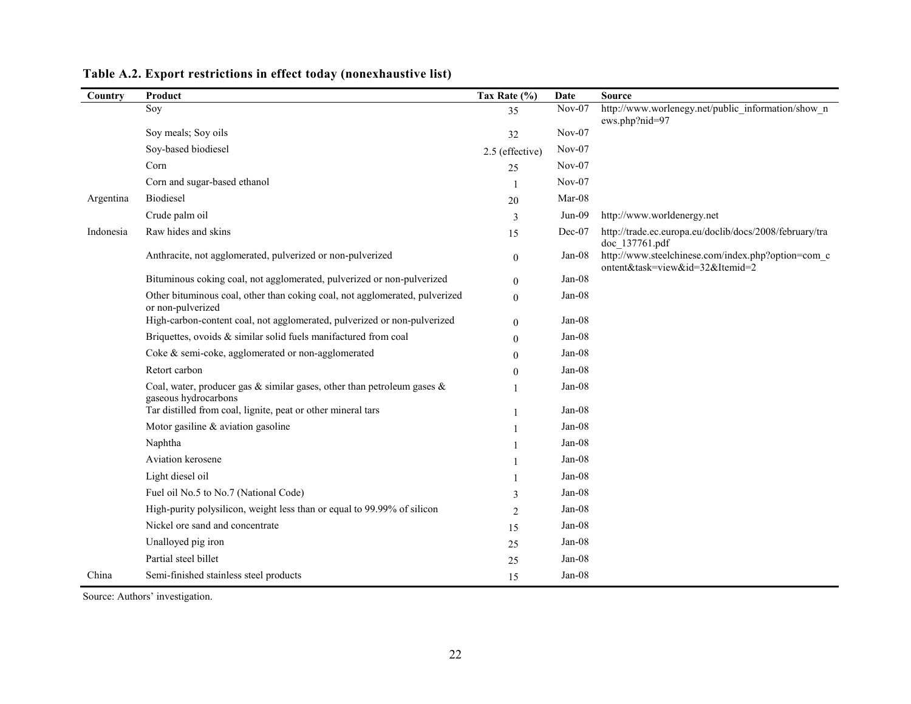**Table A.2. Export restrictions in effect today (nonexhaustive list)**

| Country | Product | Tax Rate (%) | Date | Source |
|---|---|---|---|---|
| | Soy | 35 | Nov-07 | http://www.worlenegy.net/public_information/show_news.php?nid=97 |
| | Soy meals; Soy oils | 32 | Nov-07 | |
| | Soy-based biodiesel | 2.5 (effective) | Nov-07 | |
| | Corn | 25 | Nov-07 | |
| | Corn and sugar-based ethanol | 1 | Nov-07 | |
| Argentina | Biodiesel | 20 | Mar-08 | |
| | Crude palm oil | 3 | Jun-09 | http://www.worldenergy.net |
| Indonesia | Raw hides and skins | 15 | Dec-07 | http://trade.ec.europa.eu/doclib/docs/2008/february/tradoc_137761.pdf |
| | Anthracite, not agglomerated, pulverized or non-pulverized | 0 | Jan-08 | http://www.steelchinese.com/index.php?option=com_content&task=view&id=32&Itemid=2 |
| | Bituminous coking coal, not agglomerated, pulverized or non-pulverized | 0 | Jan-08 | |
| | Other bituminous coal, other than coking coal, not agglomerated, pulverized or non-pulverized | 0 | Jan-08 | |
| | High-carbon-content coal, not agglomerated, pulverized or non-pulverized | 0 | Jan-08 | |
| | Briquettes, ovoids & similar solid fuels manifactured from coal | 0 | Jan-08 | |
| | Coke & semi-coke, agglomerated or non-agglomerated | 0 | Jan-08 | |
| | Retort carbon | 0 | Jan-08 | |
| | Coal, water, producer gas & similar gases, other than petroleum gases & gaseous hydrocarbons | 1 | Jan-08 | |
| | Tar distilled from coal, lignite, peat or other mineral tars | 1 | Jan-08 | |
| | Motor gasiline & aviation gasoline | 1 | Jan-08 | |
| | Naphtha | 1 | Jan-08 | |
| | Aviation kerosene | 1 | Jan-08 | |
| | Light diesel oil | 1 | Jan-08 | |
| | Fuel oil No.5 to No.7 (National Code) | 3 | Jan-08 | |
| | High-purity polysilicon, weight less than or equal to 99.99% of silicon | 2 | Jan-08 | |
| | Nickel ore sand and concentrate | 15 | Jan-08 | |
| | Unalloyed pig iron | 25 | Jan-08 | |
| | Partial steel billet | 25 | Jan-08 | |
| China | Semi-finished stainless steel products | 15 | Jan-08 | |

Source: Authors' investigation.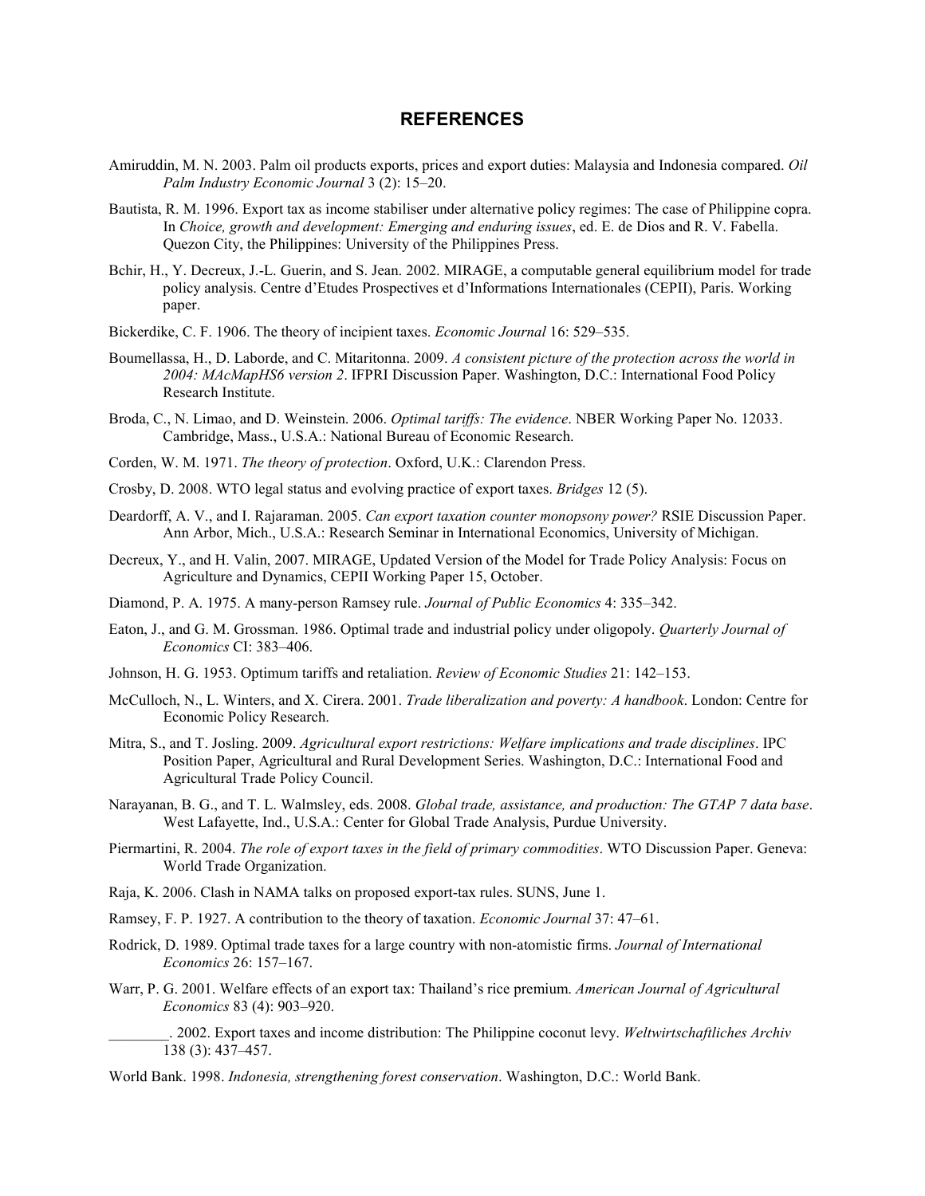# REFERENCES

Amiruddin, M. N. 2003. Palm oil products exports, prices and export duties: Malaysia and Indonesia compared. *Oil Palm Industry Economic Journal* 3 (2): 15–20.

Bautista, R. M. 1996. Export tax as income stabiliser under alternative policy regimes: The case of Philippine copra. In *Choice, growth and development: Emerging and enduring issues*, ed. E. de Dios and R. V. Fabella. Quezon City, the Philippines: University of the Philippines Press.

Bchir, H., Y. Decreux, J.-L. Guerin, and S. Jean. 2002. MIRAGE, a computable general equilibrium model for trade policy analysis. Centre d'Etudes Prospectives et d'Informations Internationales (CEPII), Paris. Working paper.

Bickerdike, C. F. 1906. The theory of incipient taxes. *Economic Journal* 16: 529–535.

Boumellassa, H., D. Laborde, and C. Mitaritonna. 2009. *A consistent picture of the protection across the world in 2004: MAcMapHS6 version 2*. IFPRI Discussion Paper. Washington, D.C.: International Food Policy Research Institute.

Broda, C., N. Limao, and D. Weinstein. 2006. *Optimal tariffs: The evidence*. NBER Working Paper No. 12033. Cambridge, Mass., U.S.A.: National Bureau of Economic Research.

Corden, W. M. 1971. *The theory of protection*. Oxford, U.K.: Clarendon Press.

Crosby, D. 2008. WTO legal status and evolving practice of export taxes. *Bridges* 12 (5).

Deardorff, A. V., and I. Rajaraman. 2005. *Can export taxation counter monopsony power?* RSIE Discussion Paper. Ann Arbor, Mich., U.S.A.: Research Seminar in International Economics, University of Michigan.

Decreux, Y., and H. Valin, 2007. MIRAGE, Updated Version of the Model for Trade Policy Analysis: Focus on Agriculture and Dynamics, CEPII Working Paper 15, October.

Diamond, P. A. 1975. A many-person Ramsey rule. *Journal of Public Economics* 4: 335–342.

Eaton, J., and G. M. Grossman. 1986. Optimal trade and industrial policy under oligopoly. *Quarterly Journal of Economics* CI: 383–406.

Johnson, H. G. 1953. Optimum tariffs and retaliation. *Review of Economic Studies* 21: 142–153.

McCulloch, N., L. Winters, and X. Cirera. 2001. *Trade liberalization and poverty: A handbook*. London: Centre for Economic Policy Research.

Mitra, S., and T. Josling. 2009. *Agricultural export restrictions: Welfare implications and trade disciplines*. IPC Position Paper, Agricultural and Rural Development Series. Washington, D.C.: International Food and Agricultural Trade Policy Council.

Narayanan, B. G., and T. L. Walmsley, eds. 2008. *Global trade, assistance, and production: The GTAP 7 data base*. West Lafayette, Ind., U.S.A.: Center for Global Trade Analysis, Purdue University.

Piermartini, R. 2004. *The role of export taxes in the field of primary commodities*. WTO Discussion Paper. Geneva: World Trade Organization.

Raja, K. 2006. Clash in NAMA talks on proposed export-tax rules. SUNS, June 1.

Ramsey, F. P. 1927. A contribution to the theory of taxation. *Economic Journal* 37: 47–61.

Rodrick, D. 1989. Optimal trade taxes for a large country with non-atomistic firms. *Journal of International Economics* 26: 157–167.

Warr, P. G. 2001. Welfare effects of an export tax: Thailand's rice premium. *American Journal of Agricultural Economics* 83 (4): 903–920.

________. 2002. Export taxes and income distribution: The Philippine coconut levy. *Weltwirtschaftliches Archiv* 138 (3): 437–457.

World Bank. 1998. *Indonesia, strengthening forest conservation*. Washington, D.C.: World Bank.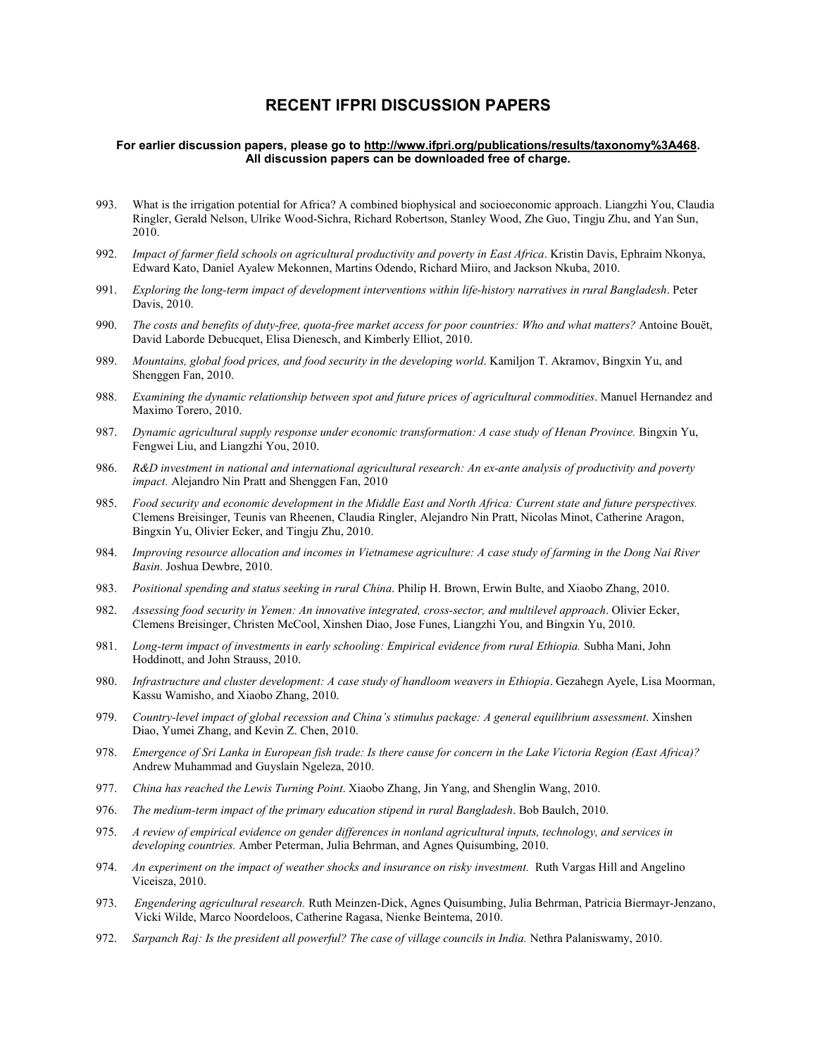# RECENT IFPRI DISCUSSION PAPERS

**For earlier discussion papers, please go to http://www.ifpri.org/publications/results/taxonomy%3A468. All discussion papers can be downloaded free of charge.**

993. What is the irrigation potential for Africa? A combined biophysical and socioeconomic approach. Liangzhi You, Claudia Ringler, Gerald Nelson, Ulrike Wood-Sichra, Richard Robertson, Stanley Wood, Zhe Guo, Tingju Zhu, and Yan Sun, 2010.

992. *Impact of farmer field schools on agricultural productivity and poverty in East Africa*. Kristin Davis, Ephraim Nkonya, Edward Kato, Daniel Ayalew Mekonnen, Martins Odendo, Richard Miiro, and Jackson Nkuba, 2010.

991. *Exploring the long-term impact of development interventions within life-history narratives in rural Bangladesh*. Peter Davis, 2010.

990. *The costs and benefits of duty-free, quota-free market access for poor countries: Who and what matters?* Antoine Bouët, David Laborde Debucquet, Elisa Dienesch, and Kimberly Elliot, 2010.

989. *Mountains, global food prices, and food security in the developing world*. Kamiljon T. Akramov, Bingxin Yu, and Shenggen Fan, 2010.

988. *Examining the dynamic relationship between spot and future prices of agricultural commodities*. Manuel Hernandez and Maximo Torero, 2010.

987. *Dynamic agricultural supply response under economic transformation: A case study of Henan Province.* Bingxin Yu, Fengwei Liu, and Liangzhi You, 2010.

986. *R&D investment in national and international agricultural research: An ex-ante analysis of productivity and poverty impact.* Alejandro Nin Pratt and Shenggen Fan, 2010

985. *Food security and economic development in the Middle East and North Africa: Current state and future perspectives.* Clemens Breisinger, Teunis van Rheenen, Claudia Ringler, Alejandro Nin Pratt, Nicolas Minot, Catherine Aragon, Bingxin Yu, Olivier Ecker, and Tingju Zhu, 2010.

984. *Improving resource allocation and incomes in Vietnamese agriculture: A case study of farming in the Dong Nai River Basin*. Joshua Dewbre, 2010.

983. *Positional spending and status seeking in rural China*. Philip H. Brown, Erwin Bulte, and Xiaobo Zhang, 2010.

982. *Assessing food security in Yemen: An innovative integrated, cross-sector, and multilevel approach*. Olivier Ecker, Clemens Breisinger, Christen McCool, Xinshen Diao, Jose Funes, Liangzhi You, and Bingxin Yu, 2010.

981. *Long-term impact of investments in early schooling: Empirical evidence from rural Ethiopia.* Subha Mani, John Hoddinott, and John Strauss, 2010.

980. *Infrastructure and cluster development: A case study of handloom weavers in Ethiopia*. Gezahegn Ayele, Lisa Moorman, Kassu Wamisho, and Xiaobo Zhang, 2010.

979. *Country-level impact of global recession and China's stimulus package: A general equilibrium assessment*. Xinshen Diao, Yumei Zhang, and Kevin Z. Chen, 2010.

978. *Emergence of Sri Lanka in European fish trade: Is there cause for concern in the Lake Victoria Region (East Africa)?* Andrew Muhammad and Guyslain Ngeleza, 2010.

977. *China has reached the Lewis Turning Point*. Xiaobo Zhang, Jin Yang, and Shenglin Wang, 2010.

976. *The medium-term impact of the primary education stipend in rural Bangladesh*. Bob Baulch, 2010.

975. *A review of empirical evidence on gender differences in nonland agricultural inputs, technology, and services in developing countries.* Amber Peterman, Julia Behrman, and Agnes Quisumbing, 2010.

974. *An experiment on the impact of weather shocks and insurance on risky investment.* Ruth Vargas Hill and Angelino Viceisza, 2010.

973. *Engendering agricultural research.* Ruth Meinzen-Dick, Agnes Quisumbing, Julia Behrman, Patricia Biermayr-Jenzano, Vicki Wilde, Marco Noordeloos, Catherine Ragasa, Nienke Beintema, 2010.

972. *Sarpanch Raj: Is the president all powerful? The case of village councils in India.* Nethra Palaniswamy, 2010.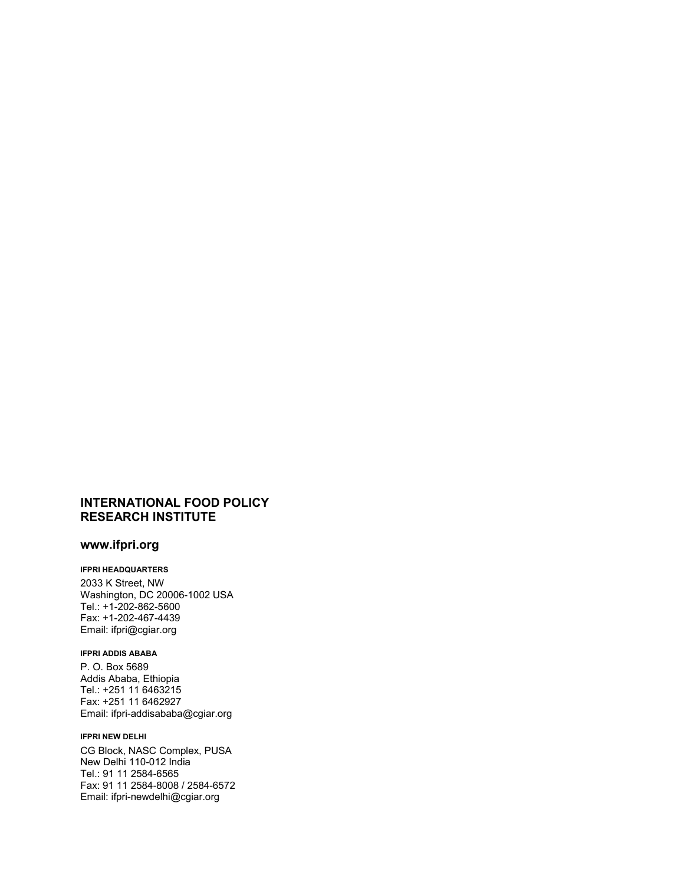**INTERNATIONAL FOOD POLICY RESEARCH INSTITUTE**

**www.ifpri.org**

**IFPRI HEADQUARTERS**

2033 K Street, NW
Washington, DC 20006-1002 USA
Tel.: +1-202-862-5600
Fax: +1-202-467-4439
Email: ifpri@cgiar.org

**IFPRI ADDIS ABABA**

P. O. Box 5689
Addis Ababa, Ethiopia
Tel.: +251 11 6463215
Fax: +251 11 6462927
Email: ifpri-addisababa@cgiar.org

**IFPRI NEW DELHI**

CG Block, NASC Complex, PUSA
New Delhi 110-012 India
Tel.: 91 11 2584-6565
Fax: 91 11 2584-8008 / 2584-6572
Email: ifpri-newdelhi@cgiar.org